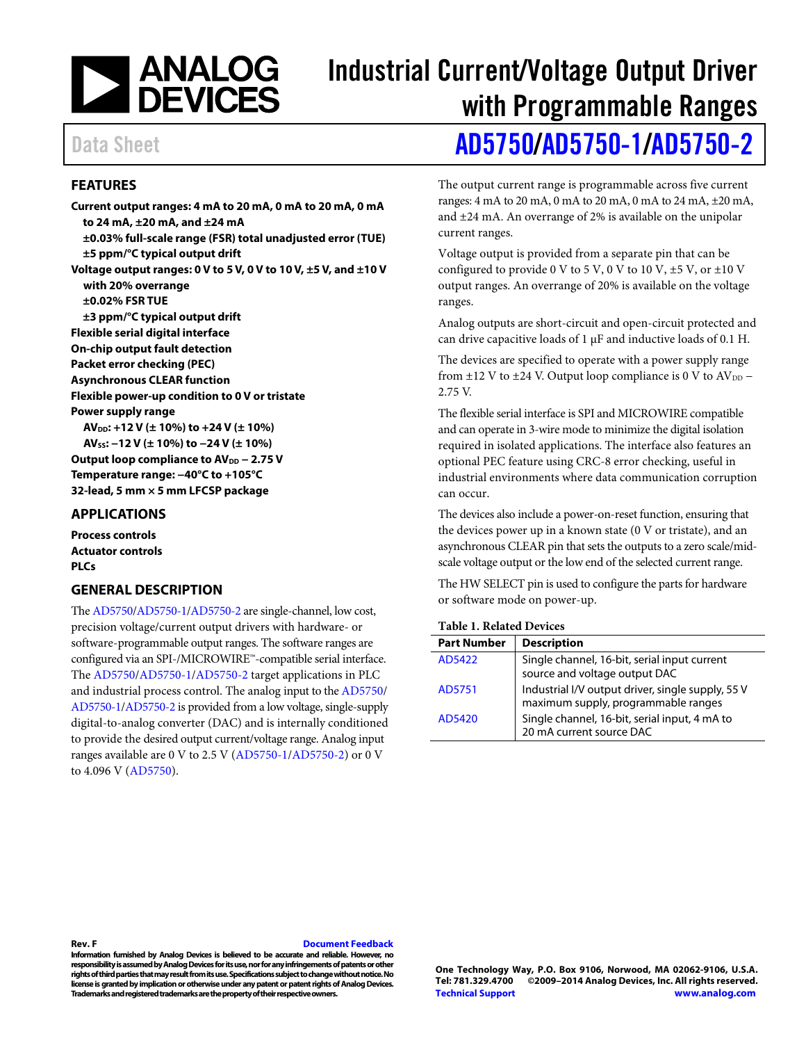# Industrial Current/Voltage Output Driver with Programmable Ranges

Data Sheet

## AD5750/AD5750-1/AD5750-2

## FEATURES

**Current output ranges: 4 mA to 20 mA, 0 mA to 20 mA, 0 mA to 24 mA, ±20 mA, and ±24 mA**
- **±0.03% full-scale range (FSR) total unadjusted error (TUE)**
- **±5 ppm/°C typical output drift**

**Voltage output ranges: 0 V to 5 V, 0 V to 10 V, ±5 V, and ±10 V with 20% overrange**
- **±0.02% FSR TUE**
- **±3 ppm/°C typical output drift**

**Flexible serial digital interface**

**On-chip output fault detection**

**Packet error checking (PEC)**

**Asynchronous CLEAR function**

**Flexible power-up condition to 0 V or tristate**

**Power supply range**
- **$AV_{DD}$: +12 V (± 10%) to +24 V (± 10%)**
- **$AV_{SS}$: −12 V (± 10%) to −24 V (± 10%)**

**Output loop compliance to $AV_{DD}$ − 2.75 V**

**Temperature range: −40°C to +105°C**

**32-lead, 5 mm × 5 mm LFCSP package**

## APPLICATIONS

**Process controls**

**Actuator controls**

**PLCs**

## GENERAL DESCRIPTION

The AD5750/AD5750-1/AD5750-2 are single-channel, low cost, precision voltage/current output drivers with hardware- or software-programmable output ranges. The software ranges are configured via an SPI-/MICROWIRE™-compatible serial interface. The AD5750/AD5750-1/AD5750-2 target applications in PLC and industrial process control. The analog input to the AD5750/AD5750-1/AD5750-2 is provided from a low voltage, single-supply digital-to-analog converter (DAC) and is internally conditioned to provide the desired output current/voltage range. Analog input ranges available are 0 V to 2.5 V (AD5750-1/AD5750-2) or 0 V to 4.096 V (AD5750).

The output current range is programmable across five current ranges: 4 mA to 20 mA, 0 mA to 20 mA, 0 mA to 24 mA, ±20 mA, and ±24 mA. An overrange of 2% is available on the unipolar current ranges.

Voltage output is provided from a separate pin that can be configured to provide 0 V to 5 V, 0 V to 10 V, ±5 V, or ±10 V output ranges. An overrange of 20% is available on the voltage ranges.

Analog outputs are short-circuit and open-circuit protected and can drive capacitive loads of 1 µF and inductive loads of 0.1 H.

The devices are specified to operate with a power supply range from ±12 V to ±24 V. Output loop compliance is 0 V to $AV_{DD}$ − 2.75 V.

The flexible serial interface is SPI and MICROWIRE compatible and can operate in 3-wire mode to minimize the digital isolation required in isolated applications. The interface also features an optional PEC feature using CRC-8 error checking, useful in industrial environments where data communication corruption can occur.

The devices also include a power-on-reset function, ensuring that the devices power up in a known state (0 V or tristate), and an asynchronous CLEAR pin that sets the outputs to a zero scale/mid-scale voltage output or the low end of the selected current range.

The HW SELECT pin is used to configure the parts for hardware or software mode on power-up.

**Table 1. Related Devices**

| Part Number | Description |
| --- | --- |
| AD5422 | Single channel, 16-bit, serial input current source and voltage output DAC |
| AD5751 | Industrial I/V output driver, single supply, 55 V maximum supply, programmable ranges |
| AD5420 | Single channel, 16-bit, serial input, 4 mA to 20 mA current source DAC |

Rev. F

Document Feedback

Information furnished by Analog Devices is believed to be accurate and reliable. However, no responsibility is assumed by Analog Devices for its use, nor for any infringements of patents or other rights of third parties that may result from its use. Specifications subject to change without notice. No license is granted by implication or otherwise under any patent or patent rights of Analog Devices. Trademarks and registered trademarks are the property of their respective owners.

One Technology Way, P.O. Box 9106, Norwood, MA 02062-9106, U.S.A.
Tel: 781.329.4700 ©2009–2014 Analog Devices, Inc. All rights reserved.
Technical Support www.analog.com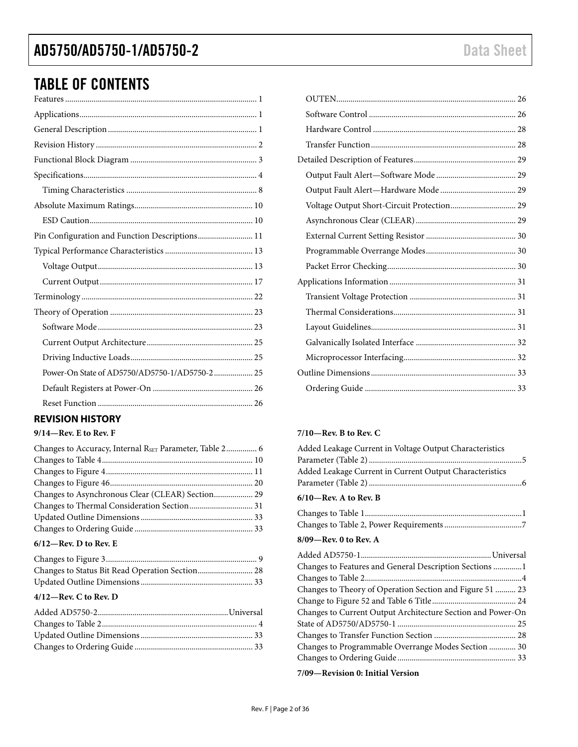## TABLE OF CONTENTS

Features ... 1
Applications ... 1
General Description ... 1
Revision History ... 2
Functional Block Diagram ... 3
Specifications ... 4
- Timing Characteristics ... 8

Absolute Maximum Ratings ... 10
- ESD Caution ... 10

Pin Configuration and Function Descriptions ... 11
Typical Performance Characteristics ... 13
- Voltage Output ... 13
- Current Output ... 17

Terminology ... 22
Theory of Operation ... 23
- Software Mode ... 23
- Current Output Architecture ... 25
- Driving Inductive Loads ... 25
- Power-On State of AD5750/AD5750-1/AD5750-2 ... 25
- Default Registers at Power-On ... 26
- Reset Function ... 26
- OUTEN ... 26
- Software Control ... 26
- Hardware Control ... 28
- Transfer Function ... 28

Detailed Description of Features ... 29
- Output Fault Alert—Software Mode ... 29
- Output Fault Alert—Hardware Mode ... 29
- Voltage Output Short-Circuit Protection ... 29
- Asynchronous Clear (CLEAR) ... 29
- External Current Setting Resistor ... 30
- Programmable Overrange Modes ... 30
- Packet Error Checking ... 30

Applications Information ... 31
- Transient Voltage Protection ... 31
- Thermal Considerations ... 31
- Layout Guidelines ... 31
- Galvanically Isolated Interface ... 32
- Microprocessor Interfacing ... 32

Outline Dimensions ... 33
- Ordering Guide ... 33

## REVISION HISTORY

**9/14—Rev. E to Rev. F**

Changes to Accuracy, Internal $R_{SET}$ Parameter, Table 2 ... 6
Changes to Table 4 ... 10
Changes to Figure 4 ... 11
Changes to Figure 46 ... 20
Changes to Asynchronous Clear (CLEAR) Section ... 29
Changes to Thermal Consideration Section ... 31
Updated Outline Dimensions ... 33
Changes to Ordering Guide ... 33

**6/12—Rev. D to Rev. E**

Changes to Figure 3 ... 9
Changes to Status Bit Read Operation Section ... 28
Updated Outline Dimensions ... 33

**4/12—Rev. C to Rev. D**

Added AD5750-2 ... Universal
Changes to Table 2 ... 4
Updated Outline Dimensions ... 33
Changes to Ordering Guide ... 33

**7/10—Rev. B to Rev. C**

Added Leakage Current in Voltage Output Characteristics Parameter (Table 2) ... 5
Added Leakage Current in Current Output Characteristics Parameter (Table 2) ... 6

**6/10—Rev. A to Rev. B**

Changes to Table 1 ... 1
Changes to Table 2, Power Requirements ... 7

**8/09—Rev. 0 to Rev. A**

Added AD5750-1 ... Universal
Changes to Features and General Description Sections ... 1
Changes to Table 2 ... 4
Changes to Theory of Operation Section and Figure 51 ... 23
Change to Figure 52 and Table 6 Title ... 24
Changes to Current Output Architecture Section and Power-On State of AD5750/AD5750-1 ... 25
Changes to Transfer Function Section ... 28
Changes to Programmable Overrange Modes Section ... 30
Changes to Ordering Guide ... 33

**7/09—Revision 0: Initial Version**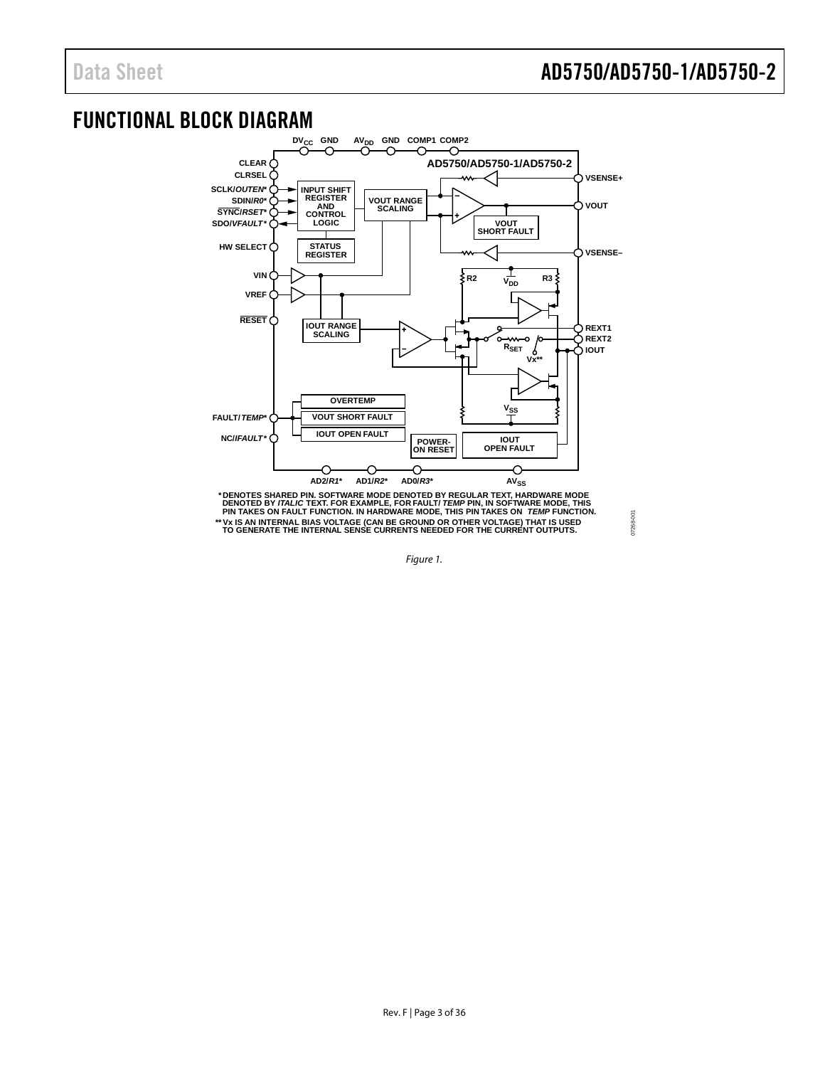## FUNCTIONAL BLOCK DIAGRAM

*DENOTES SHARED PIN. SOFTWARE MODE DENOTED BY REGULAR TEXT, HARDWARE MODE DENOTED BY *ITALIC* TEXT. FOR EXAMPLE, FOR FAULT/*TEMP* PIN, IN SOFTWARE MODE, THIS PIN TAKES ON FAULT FUNCTION. IN HARDWARE MODE, THIS PIN TAKES ON *TEMP* FUNCTION.

**Vx IS AN INTERNAL BIAS VOLTAGE (CAN BE GROUND OR OTHER VOLTAGE) THAT IS USED TO GENERATE THE INTERNAL SENSE CURRENTS NEEDED FOR THE CURRENT OUTPUTS.

*Figure 1.*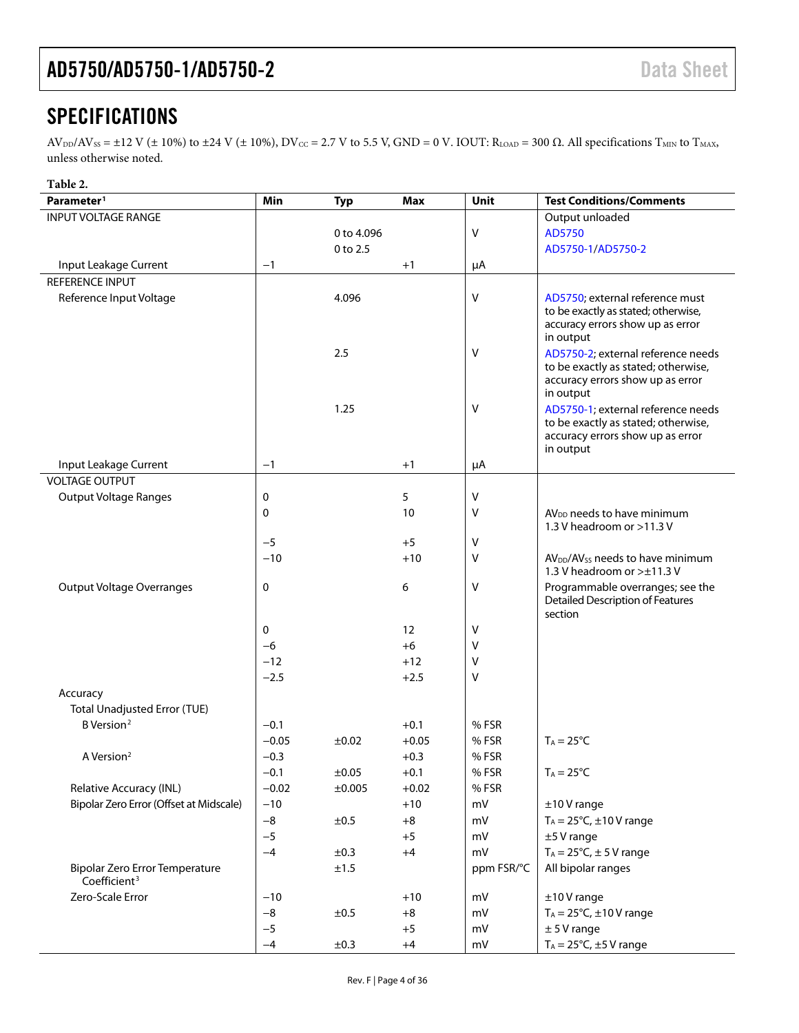## SPECIFICATIONS

$AV_{DD}/AV_{SS}$ = ±12 V (± 10%) to ±24 V (± 10%), $DV_{CC}$ = 2.7 V to 5.5 V, GND = 0 V. IOUT: $R_{LOAD}$ = 300 Ω. All specifications $T_{MIN}$ to $T_{MAX}$, unless otherwise noted.

**Table 2.**

| Parameter[1] | Min | Typ | Max | Unit | Test Conditions/Comments |
|---|---|---|---|---|---|
| INPUT VOLTAGE RANGE | | | | | Output unloaded |
| | | 0 to 4.096 | | V | AD5750 |
| | | 0 to 2.5 | | | AD5750-1/AD5750-2 |
| Input Leakage Current | −1 | | +1 | µA | |
| REFERENCE INPUT | | | | | |
| Reference Input Voltage | | 4.096 | | V | AD5750; external reference must to be exactly as stated; otherwise, accuracy errors show up as error in output |
| | | 2.5 | | V | AD5750-2; external reference needs to be exactly as stated; otherwise, accuracy errors show up as error in output |
| | | 1.25 | | V | AD5750-1; external reference needs to be exactly as stated; otherwise, accuracy errors show up as error in output |
| Input Leakage Current | −1 | | +1 | µA | |
| VOLTAGE OUTPUT | | | | | |
| Output Voltage Ranges | 0 | | 5 | V | |
| | 0 | | 10 | V | $AV_{DD}$ needs to have minimum 1.3 V headroom or >11.3 V |
| | −5 | | +5 | V | |
| | −10 | | +10 | V | $AV_{DD}/AV_{SS}$ needs to have minimum 1.3 V headroom or >±11.3 V |
| Output Voltage Overranges | 0 | | 6 | V | Programmable overranges; see the Detailed Description of Features section |
| | 0 | | 12 | V | |
| | −6 | | +6 | V | |
| | −12 | | +12 | V | |
| | −2.5 | | +2.5 | V | |
| Accuracy | | | | | |
| Total Unadjusted Error (TUE) | | | | | |
| B Version[2] | −0.1 | | +0.1 | % FSR | |
| | −0.05 | ±0.02 | +0.05 | % FSR | $T_A$ = 25°C |
| A Version[2] | −0.3 | | +0.3 | % FSR | |
| | −0.1 | ±0.05 | +0.1 | % FSR | $T_A$ = 25°C |
| Relative Accuracy (INL) | −0.02 | ±0.005 | +0.02 | % FSR | |
| Bipolar Zero Error (Offset at Midscale) | −10 | | +10 | mV | ±10 V range |
| | −8 | ±0.5 | +8 | mV | $T_A$ = 25°C, ±10 V range |
| | −5 | | +5 | mV | ±5 V range |
| | −4 | ±0.3 | +4 | mV | $T_A$ = 25°C, ± 5 V range |
| Bipolar Zero Error Temperature Coefficient[3] | | ±1.5 | | ppm FSR/°C | All bipolar ranges |
| Zero-Scale Error | −10 | | +10 | mV | ±10 V range |
| | −8 | ±0.5 | +8 | mV | $T_A$ = 25°C, ±10 V range |
| | −5 | | +5 | mV | ± 5 V range |
| | −4 | ±0.3 | +4 | mV | $T_A$ = 25°C, ±5 V range |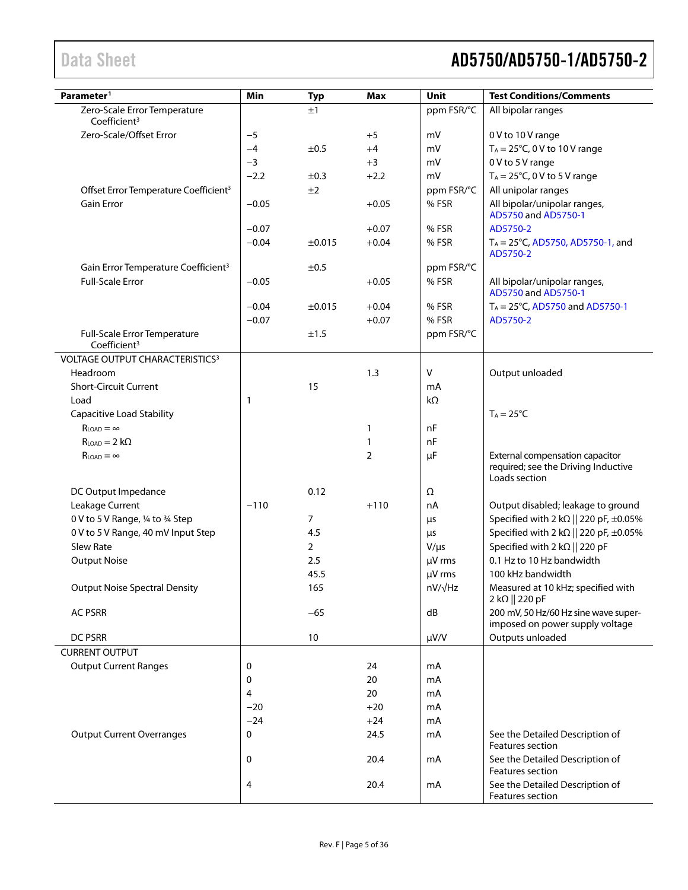| Parameter[1] | Min | Typ | Max | Unit | Test Conditions/Comments |
|---|---|---|---|---|---|
| Zero-Scale Error Temperature Coefficient[3] | | ±1 | | ppm FSR/°C | All bipolar ranges |
| Zero-Scale/Offset Error | −5 | | +5 | mV | 0 V to 10 V range |
| | −4 | ±0.5 | +4 | mV | $T_A$ = 25°C, 0 V to 10 V range |
| | −3 | | +3 | mV | 0 V to 5 V range |
| | −2.2 | ±0.3 | +2.2 | mV | $T_A$ = 25°C, 0 V to 5 V range |
| Offset Error Temperature Coefficient[3] | | ±2 | | ppm FSR/°C | All unipolar ranges |
| Gain Error | −0.05 | | +0.05 | % FSR | All bipolar/unipolar ranges, AD5750 and AD5750-1 |
| | −0.07 | | +0.07 | % FSR | AD5750-2 |
| | −0.04 | ±0.015 | +0.04 | % FSR | $T_A$ = 25°C, AD5750, AD5750-1, and AD5750-2 |
| Gain Error Temperature Coefficient[3] | | ±0.5 | | ppm FSR/°C | |
| Full-Scale Error | −0.05 | | +0.05 | % FSR | All bipolar/unipolar ranges, AD5750 and AD5750-1 |
| | −0.04 | ±0.015 | +0.04 | % FSR | $T_A$ = 25°C, AD5750 and AD5750-1 |
| | −0.07 | | +0.07 | % FSR | AD5750-2 |
| Full-Scale Error Temperature Coefficient[3] | | ±1.5 | | ppm FSR/°C | |
| VOLTAGE OUTPUT CHARACTERISTICS[3] | | | | | |
| Headroom | | | 1.3 | V | Output unloaded |
| Short-Circuit Current | | 15 | | mA | |
| Load | 1 | | | kΩ | |
| Capacitive Load Stability | | | | | $T_A$ = 25°C |
| $R_{LOAD}$ = ∞ | | | 1 | nF | |
| $R_{LOAD}$ = 2 kΩ | | | 1 | nF | |
| $R_{LOAD}$ = ∞ | | | 2 | µF | External compensation capacitor required; see the Driving Inductive Loads section |
| DC Output Impedance | | 0.12 | | Ω | |
| Leakage Current | −110 | | +110 | nA | Output disabled; leakage to ground |
| 0 V to 5 V Range, ¼ to ¾ Step | | 7 | | µs | Specified with 2 kΩ ‖ 220 pF, ±0.05% |
| 0 V to 5 V Range, 40 mV Input Step | | 4.5 | | µs | Specified with 2 kΩ ‖ 220 pF, ±0.05% |
| Slew Rate | | 2 | | V/µs | Specified with 2 kΩ ‖ 220 pF |
| Output Noise | | 2.5 | | µV rms | 0.1 Hz to 10 Hz bandwidth |
| | | 45.5 | | µV rms | 100 kHz bandwidth |
| Output Noise Spectral Density | | 165 | | nV/√Hz | Measured at 10 kHz; specified with 2 kΩ ‖ 220 pF |
| AC PSRR | | −65 | | dB | 200 mV, 50 Hz/60 Hz sine wave superimposed on power supply voltage |
| DC PSRR | | 10 | | µV/V | Outputs unloaded |
| CURRENT OUTPUT | | | | | |
| Output Current Ranges | 0 | | 24 | mA | |
| | 0 | | 20 | mA | |
| | 4 | | 20 | mA | |
| | −20 | | +20 | mA | |
| | −24 | | +24 | mA | |
| Output Current Overranges | 0 | | 24.5 | mA | See the Detailed Description of Features section |
| | 0 | | 20.4 | mA | See the Detailed Description of Features section |
| | 4 | | 20.4 | mA | See the Detailed Description of Features section |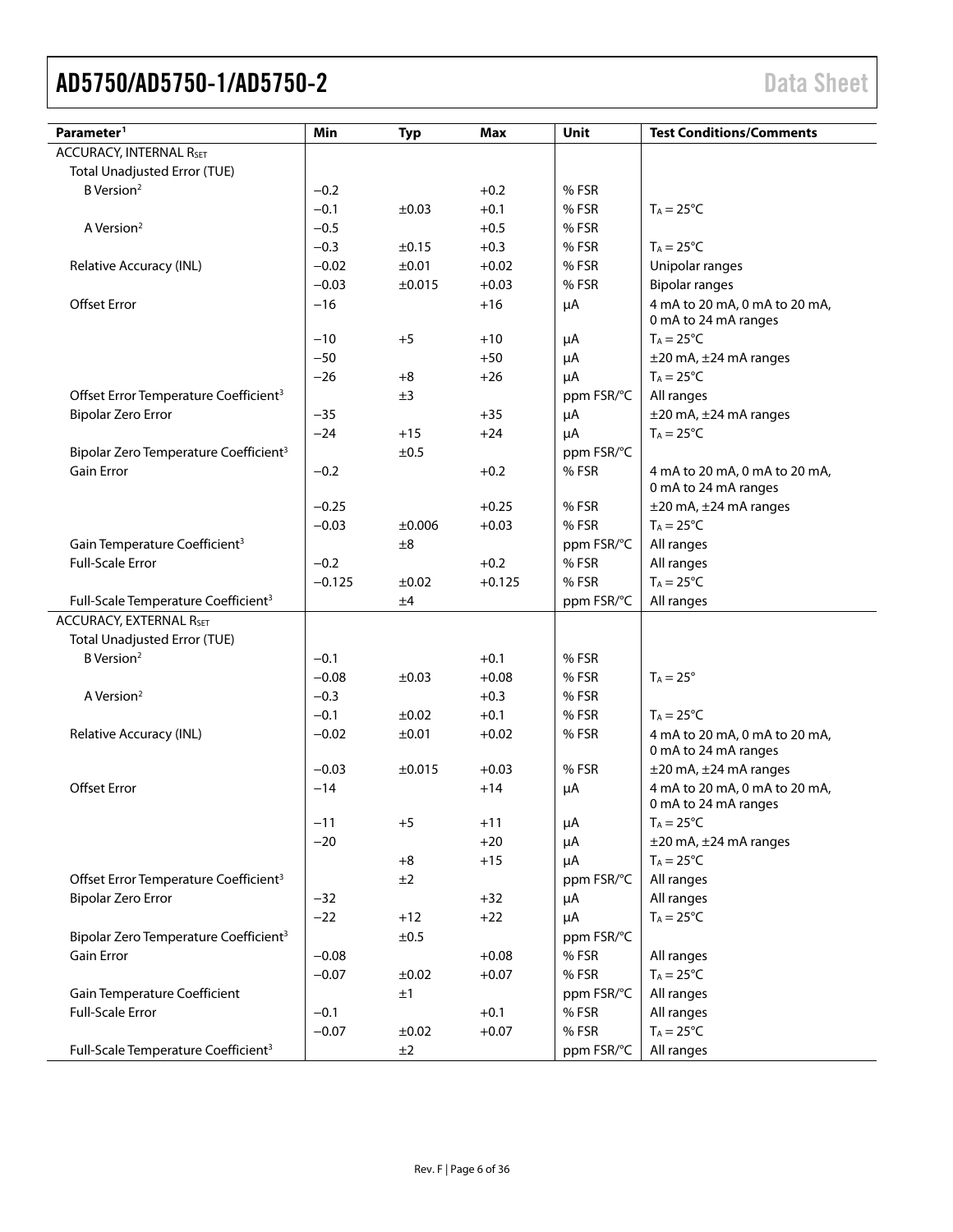| Parameter[1] | Min | Typ | Max | Unit | Test Conditions/Comments |
|---|---|---|---|---|---|
| ACCURACY, INTERNAL $R_{SET}$ | | | | | |
| Total Unadjusted Error (TUE) | | | | | |
| B Version[2] | −0.2 | | +0.2 | % FSR | |
| | −0.1 | ±0.03 | +0.1 | % FSR | $T_A$ = 25°C |
| A Version[2] | −0.5 | | +0.5 | % FSR | |
| | −0.3 | ±0.15 | +0.3 | % FSR | $T_A$ = 25°C |
| Relative Accuracy (INL) | −0.02 | ±0.01 | +0.02 | % FSR | Unipolar ranges |
| | −0.03 | ±0.015 | +0.03 | % FSR | Bipolar ranges |
| Offset Error | −16 | | +16 | μA | 4 mA to 20 mA, 0 mA to 20 mA, 0 mA to 24 mA ranges |
| | −10 | +5 | +10 | μA | $T_A$ = 25°C |
| | −50 | | +50 | μA | ±20 mA, ±24 mA ranges |
| | −26 | +8 | +26 | μA | $T_A$ = 25°C |
| Offset Error Temperature Coefficient[3] | | ±3 | | ppm FSR/°C | All ranges |
| Bipolar Zero Error | −35 | | +35 | μA | ±20 mA, ±24 mA ranges |
| | −24 | +15 | +24 | μA | $T_A$ = 25°C |
| Bipolar Zero Temperature Coefficient[3] | | ±0.5 | | ppm FSR/°C | |
| Gain Error | −0.2 | | +0.2 | % FSR | 4 mA to 20 mA, 0 mA to 20 mA, 0 mA to 24 mA ranges |
| | −0.25 | | +0.25 | % FSR | ±20 mA, ±24 mA ranges |
| | −0.03 | ±0.006 | +0.03 | % FSR | $T_A$ = 25°C |
| Gain Temperature Coefficient[3] | | ±8 | | ppm FSR/°C | All ranges |
| Full-Scale Error | −0.2 | | +0.2 | % FSR | All ranges |
| | −0.125 | ±0.02 | +0.125 | % FSR | $T_A$ = 25°C |
| Full-Scale Temperature Coefficient[3] | | ±4 | | ppm FSR/°C | All ranges |
| ACCURACY, EXTERNAL $R_{SET}$ | | | | | |
| Total Unadjusted Error (TUE) | | | | | |
| B Version[2] | −0.1 | | +0.1 | % FSR | |
| | −0.08 | ±0.03 | +0.08 | % FSR | $T_A$ = 25° |
| A Version[2] | −0.3 | | +0.3 | % FSR | |
| | −0.1 | ±0.02 | +0.1 | % FSR | $T_A$ = 25°C |
| Relative Accuracy (INL) | −0.02 | ±0.01 | +0.02 | % FSR | 4 mA to 20 mA, 0 mA to 20 mA, 0 mA to 24 mA ranges |
| | −0.03 | ±0.015 | +0.03 | % FSR | ±20 mA, ±24 mA ranges |
| Offset Error | −14 | | +14 | μA | 4 mA to 20 mA, 0 mA to 20 mA, 0 mA to 24 mA ranges |
| | −11 | +5 | +11 | μA | $T_A$ = 25°C |
| | −20 | | +20 | μA | ±20 mA, ±24 mA ranges |
| | | +8 | +15 | μA | $T_A$ = 25°C |
| Offset Error Temperature Coefficient[3] | | ±2 | | ppm FSR/°C | All ranges |
| Bipolar Zero Error | −32 | | +32 | μA | All ranges |
| | −22 | +12 | +22 | μA | $T_A$ = 25°C |
| Bipolar Zero Temperature Coefficient[3] | | ±0.5 | | ppm FSR/°C | |
| Gain Error | −0.08 | | +0.08 | % FSR | All ranges |
| | −0.07 | ±0.02 | +0.07 | % FSR | $T_A$ = 25°C |
| Gain Temperature Coefficient | | ±1 | | ppm FSR/°C | All ranges |
| Full-Scale Error | −0.1 | | +0.1 | % FSR | All ranges |
| | −0.07 | ±0.02 | +0.07 | % FSR | $T_A$ = 25°C |
| Full-Scale Temperature Coefficient[3] | | ±2 | | ppm FSR/°C | All ranges |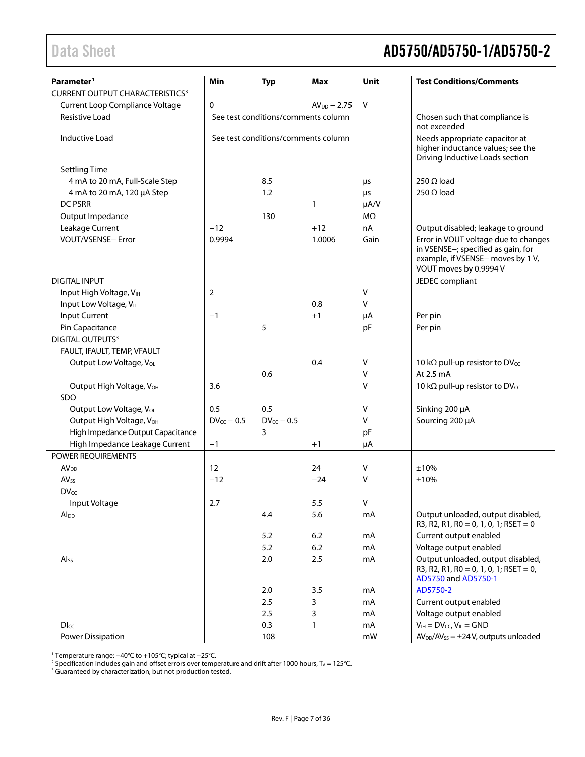| Parameter[1] | Min | Typ | Max | Unit | Test Conditions/Comments |
|---|---|---|---|---|---|
| CURRENT OUTPUT CHARACTERISTICS[3] | | | | | |
| Current Loop Compliance Voltage | 0 | | $AV_{DD}$ − 2.75 | V | |
| Resistive Load | See test conditions/comments column | | | | Chosen such that compliance is not exceeded |
| Inductive Load | See test conditions/comments column | | | | Needs appropriate capacitor at higher inductance values; see the Driving Inductive Loads section |
| Settling Time | | | | | |
| 4 mA to 20 mA, Full-Scale Step | | 8.5 | | µs | 250 Ω load |
| 4 mA to 20 mA, 120 µA Step | | 1.2 | | µs | 250 Ω load |
| DC PSRR | | | 1 | µA/V | |
| Output Impedance | | 130 | | MΩ | |
| Leakage Current | −12 | | +12 | nA | Output disabled; leakage to ground |
| VOUT/VSENSE− Error | 0.9994 | | 1.0006 | Gain | Error in VOUT voltage due to changes in VSENSE−; specified as gain, for example, if VSENSE− moves by 1 V, VOUT moves by 0.9994 V |
| DIGITAL INPUT | | | | | JEDEC compliant |
| Input High Voltage, $V_{IH}$ | 2 | | | V | |
| Input Low Voltage, $V_{IL}$ | | | 0.8 | V | |
| Input Current | −1 | | +1 | µA | Per pin |
| Pin Capacitance | | 5 | | pF | Per pin |
| DIGITAL OUTPUTS[3] | | | | | |
| FAULT, IFAULT, TEMP, VFAULT | | | | | |
| Output Low Voltage, $V_{OL}$ | | | 0.4 | V | 10 kΩ pull-up resistor to $DV_{CC}$ |
| | | 0.6 | | V | At 2.5 mA |
| Output High Voltage, $V_{OH}$ | 3.6 | | | V | 10 kΩ pull-up resistor to $DV_{CC}$ |
| SDO | | | | | |
| Output Low Voltage, $V_{OL}$ | 0.5 | 0.5 | | V | Sinking 200 µA |
| Output High Voltage, $V_{OH}$ | $DV_{CC}$ − 0.5 | $DV_{CC}$ − 0.5 | | V | Sourcing 200 µA |
| High Impedance Output Capacitance | | 3 | | pF | |
| High Impedance Leakage Current | −1 | | +1 | µA | |
| POWER REQUIREMENTS | | | | | |
| $AV_{DD}$ | 12 | | 24 | V | ±10% |
| $AV_{SS}$ | −12 | | −24 | V | ±10% |
| $DV_{CC}$ | | | | | |
| Input Voltage | 2.7 | | 5.5 | V | |
| $AI_{DD}$ | | 4.4 | 5.6 | mA | Output unloaded, output disabled, R3, R2, R1, R0 = 0, 1, 0, 1; RSET = 0 |
| | | 5.2 | 6.2 | mA | Current output enabled |
| | | 5.2 | 6.2 | mA | Voltage output enabled |
| $AI_{SS}$ | | 2.0 | 2.5 | mA | Output unloaded, output disabled, R3, R2, R1, R0 = 0, 1, 0, 1; RSET = 0, AD5750 and AD5750-1 |
| | | 2.0 | 3.5 | mA | AD5750-2 |
| | | 2.5 | 3 | mA | Current output enabled |
| | | 2.5 | 3 | mA | Voltage output enabled |
| $DI_{CC}$ | | 0.3 | 1 | mA | $V_{IH}$ = $DV_{CC}$, $V_{IL}$ = GND |
| Power Dissipation | | 108 | | mW | $AV_{DD}$/$AV_{SS}$ = ±24 V, outputs unloaded |

[1] Temperature range: −40°C to +105°C; typical at +25°C.
[2] Specification includes gain and offset errors over temperature and drift after 1000 hours, $T_A$ = 125°C.
[3] Guaranteed by characterization, but not production tested.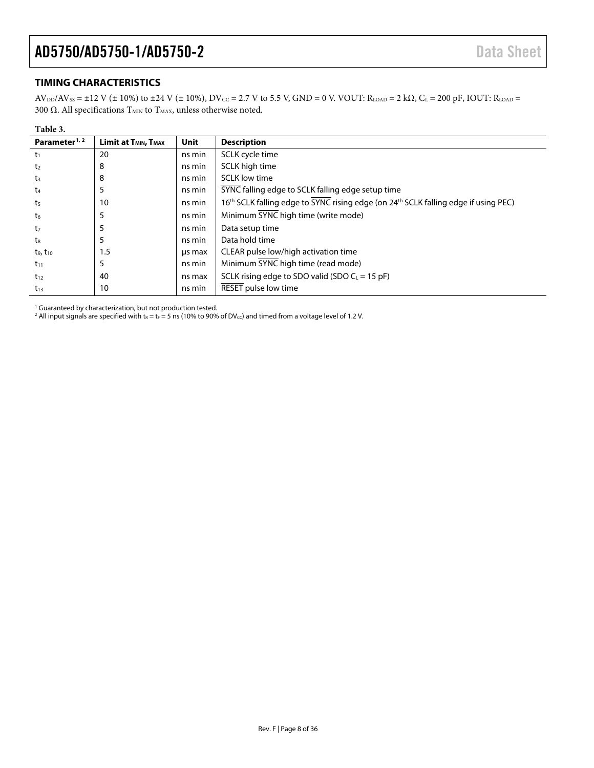## TIMING CHARACTERISTICS

$AV_{DD}/AV_{SS}$ = ±12 V (± 10%) to ±24 V (± 10%), $DV_{CC}$ = 2.7 V to 5.5 V, GND = 0 V. VOUT: $R_{LOAD}$ = 2 kΩ, $C_L$ = 200 pF, IOUT: $R_{LOAD}$ = 300 Ω. All specifications $T_{MIN}$ to $T_{MAX}$, unless otherwise noted.

**Table 3.**

| Parameter[1, 2] | Limit at $T_{MIN}$, $T_{MAX}$ | Unit | Description |
|---|---|---|---|
| $t_1$ | 20 | ns min | SCLK cycle time |
| $t_2$ | 8 | ns min | SCLK high time |
| $t_3$ | 8 | ns min | SCLK low time |
| $t_4$ | 5 | ns min | $\overline{\text{SYNC}}$ falling edge to SCLK falling edge setup time |
| $t_5$ | 10 | ns min | 16th SCLK falling edge to $\overline{\text{SYNC}}$ rising edge (on 24th SCLK falling edge if using PEC) |
| $t_6$ | 5 | ns min | Minimum $\overline{\text{SYNC}}$ high time (write mode) |
| $t_7$ | 5 | ns min | Data setup time |
| $t_8$ | 5 | ns min | Data hold time |
| $t_9$, $t_{10}$ | 1.5 | µs max | CLEAR pulse low/high activation time |
| $t_{11}$ | 5 | ns min | Minimum $\overline{\text{SYNC}}$ high time (read mode) |
| $t_{12}$ | 40 | ns max | SCLK rising edge to SDO valid (SDO $C_L$ = 15 pF) |
| $t_{13}$ | 10 | ns min | $\overline{\text{RESET}}$ pulse low time |

[1] Guaranteed by characterization, but not production tested.
[2] All input signals are specified with $t_R$ = $t_F$ = 5 ns (10% to 90% of $DV_{CC}$) and timed from a voltage level of 1.2 V.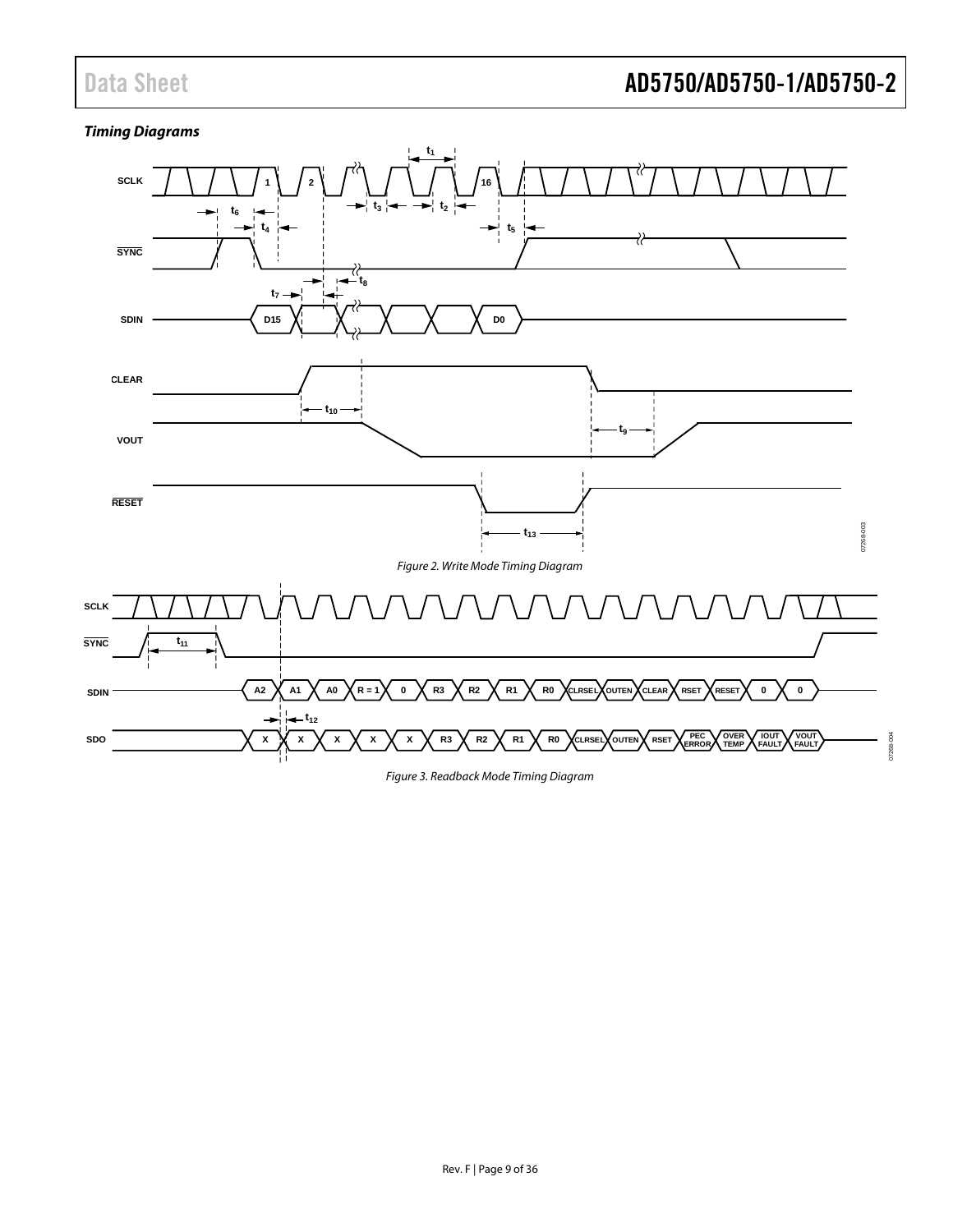### Timing Diagrams

Figure 2. Write Mode Timing Diagram

Figure 3. Readback Mode Timing Diagram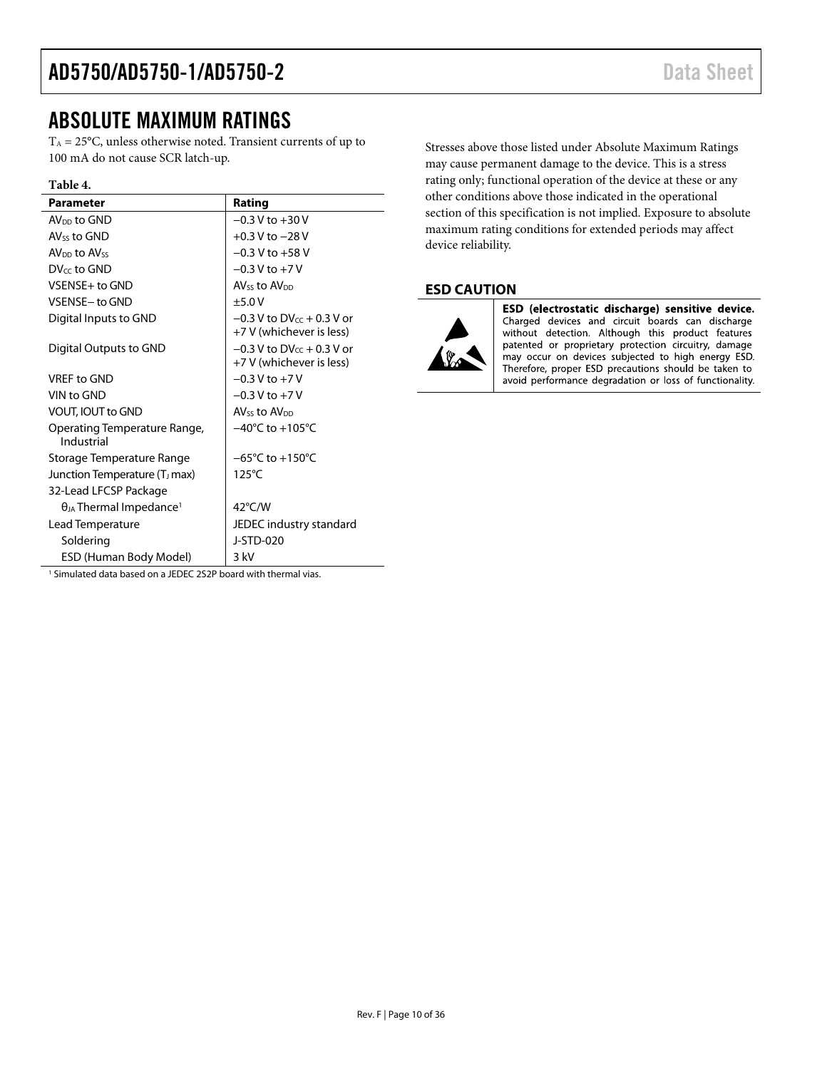# ABSOLUTE MAXIMUM RATINGS

$T_A$ = 25°C, unless otherwise noted. Transient currents of up to 100 mA do not cause SCR latch-up.

**Table 4.**

| Parameter | Rating |
|---|---|
| $AV_{DD}$ to GND | −0.3 V to +30 V |
| $AV_{SS}$ to GND | +0.3 V to −28 V |
| $AV_{DD}$ to $AV_{SS}$ | −0.3 V to +58 V |
| $DV_{CC}$ to GND | −0.3 V to +7 V |
| VSENSE+ to GND | $AV_{SS}$ to $AV_{DD}$ |
| VSENSE− to GND | ±5.0 V |
| Digital Inputs to GND | −0.3 V to $DV_{CC}$ + 0.3 V or +7 V (whichever is less) |
| Digital Outputs to GND | −0.3 V to $DV_{CC}$ + 0.3 V or +7 V (whichever is less) |
| VREF to GND | −0.3 V to +7 V |
| VIN to GND | −0.3 V to +7 V |
| VOUT, IOUT to GND | $AV_{SS}$ to $AV_{DD}$ |
| Operating Temperature Range, Industrial | −40°C to +105°C |
| Storage Temperature Range | −65°C to +150°C |
| Junction Temperature ($T_J$ max) | 125°C |
| 32-Lead LFCSP Package | |
| $\theta_{JA}$ Thermal Impedance[1] | 42°C/W |
| Lead Temperature | JEDEC industry standard |
| Soldering | J-STD-020 |
| ESD (Human Body Model) | 3 kV |

[1] Simulated data based on a JEDEC 2S2P board with thermal vias.

Stresses above those listed under Absolute Maximum Ratings may cause permanent damage to the device. This is a stress rating only; functional operation of the device at these or any other conditions above those indicated in the operational section of this specification is not implied. Exposure to absolute maximum rating conditions for extended periods may affect device reliability.

## ESD CAUTION

**ESD (electrostatic discharge) sensitive device.** Charged devices and circuit boards can discharge without detection. Although this product features patented or proprietary protection circuitry, damage may occur on devices subjected to high energy ESD. Therefore, proper ESD precautions should be taken to avoid performance degradation or loss of functionality.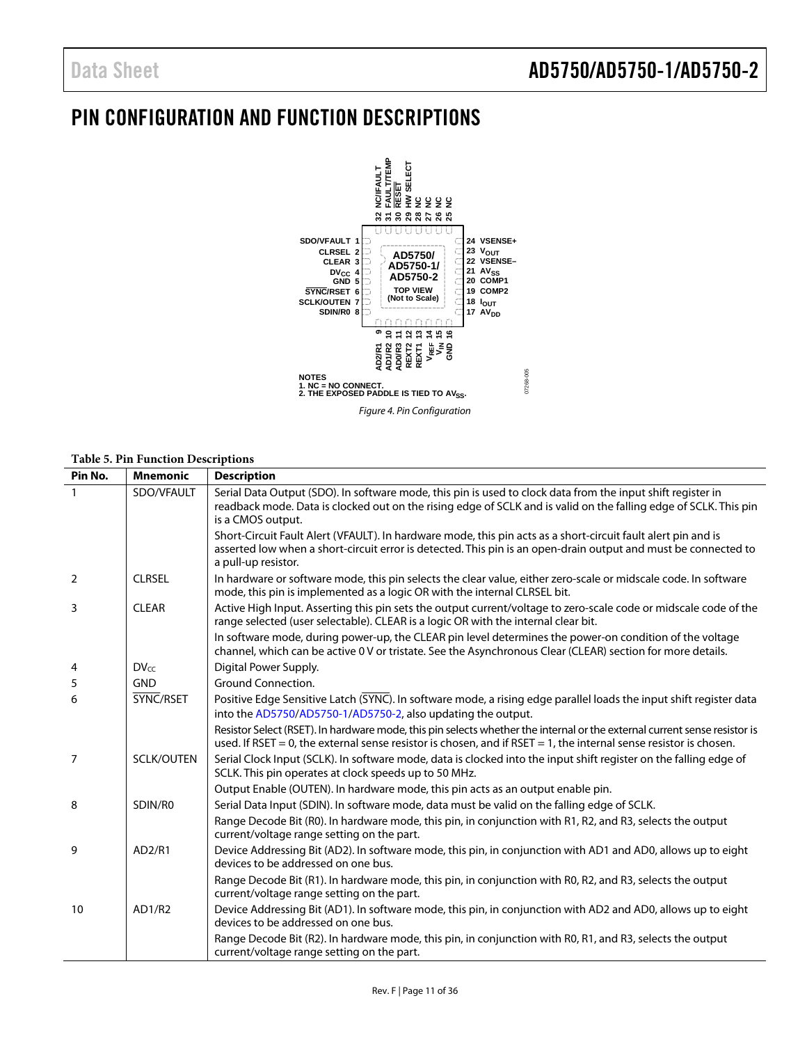# PIN CONFIGURATION AND FUNCTION DESCRIPTIONS

NOTES
1. NC = NO CONNECT.
2. THE EXPOSED PADDLE IS TIED TO $AV_{SS}$.

*Figure 4. Pin Configuration*

**Table 5. Pin Function Descriptions**

| Pin No. | Mnemonic | Description |
|---|---|---|
| 1 | SDO/VFAULT | Serial Data Output (SDO). In software mode, this pin is used to clock data from the input shift register in readback mode. Data is clocked out on the rising edge of SCLK and is valid on the falling edge of SCLK. This pin is a CMOS output. |
| | | Short-Circuit Fault Alert (VFAULT). In hardware mode, this pin acts as a short-circuit fault alert pin and is asserted low when a short-circuit error is detected. This pin is an open-drain output and must be connected to a pull-up resistor. |
| 2 | CLRSEL | In hardware or software mode, this pin selects the clear value, either zero-scale or midscale code. In software mode, this pin is implemented as a logic OR with the internal CLRSEL bit. |
| 3 | CLEAR | Active High Input. Asserting this pin sets the output current/voltage to zero-scale code or midscale code of the range selected (user selectable). CLEAR is a logic OR with the internal clear bit. |
| | | In software mode, during power-up, the CLEAR pin level determines the power-on condition of the voltage channel, which can be active 0 V or tristate. See the Asynchronous Clear (CLEAR) section for more details. |
| 4 | $DV_{CC}$ | Digital Power Supply. |
| 5 | GND | Ground Connection. |
| 6 | SYNC/RSET | Positive Edge Sensitive Latch (SYNC). In software mode, a rising edge parallel loads the input shift register data into the AD5750/AD5750-1/AD5750-2, also updating the output. |
| | | Resistor Select (RSET). In hardware mode, this pin selects whether the internal or the external current sense resistor is used. If RSET = 0, the external sense resistor is chosen, and if RSET = 1, the internal sense resistor is chosen. |
| 7 | SCLK/OUTEN | Serial Clock Input (SCLK). In software mode, data is clocked into the input shift register on the falling edge of SCLK. This pin operates at clock speeds up to 50 MHz. |
| | | Output Enable (OUTEN). In hardware mode, this pin acts as an output enable pin. |
| 8 | SDIN/R0 | Serial Data Input (SDIN). In software mode, data must be valid on the falling edge of SCLK. |
| | | Range Decode Bit (R0). In hardware mode, this pin, in conjunction with R1, R2, and R3, selects the output current/voltage range setting on the part. |
| 9 | AD2/R1 | Device Addressing Bit (AD2). In software mode, this pin, in conjunction with AD1 and AD0, allows up to eight devices to be addressed on one bus. |
| | | Range Decode Bit (R1). In hardware mode, this pin, in conjunction with R0, R2, and R3, selects the output current/voltage range setting on the part. |
| 10 | AD1/R2 | Device Addressing Bit (AD1). In software mode, this pin, in conjunction with AD2 and AD0, allows up to eight devices to be addressed on one bus. |
| | | Range Decode Bit (R2). In hardware mode, this pin, in conjunction with R0, R1, and R3, selects the output current/voltage range setting on the part. |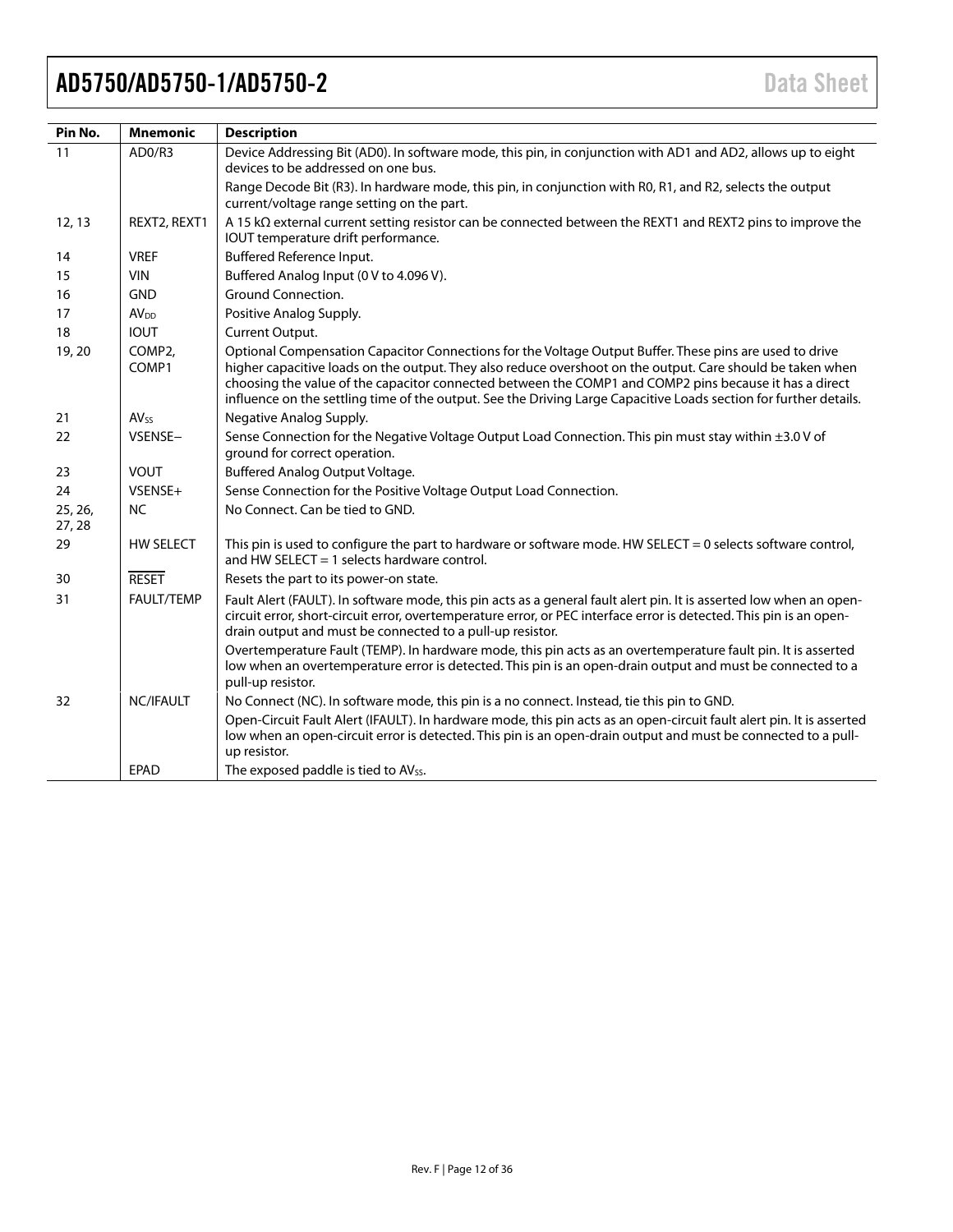| Pin No. | Mnemonic | Description |
|---|---|---|
| 11 | AD0/R3 | Device Addressing Bit (AD0). In software mode, this pin, in conjunction with AD1 and AD2, allows up to eight devices to be addressed on one bus. |
| | | Range Decode Bit (R3). In hardware mode, this pin, in conjunction with R0, R1, and R2, selects the output current/voltage range setting on the part. |
| 12, 13 | REXT2, REXT1 | A 15 kΩ external current setting resistor can be connected between the REXT1 and REXT2 pins to improve the IOUT temperature drift performance. |
| 14 | VREF | Buffered Reference Input. |
| 15 | VIN | Buffered Analog Input (0 V to 4.096 V). |
| 16 | GND | Ground Connection. |
| 17 | $AV_{DD}$ | Positive Analog Supply. |
| 18 | IOUT | Current Output. |
| 19, 20 | COMP2, COMP1 | Optional Compensation Capacitor Connections for the Voltage Output Buffer. These pins are used to drive higher capacitive loads on the output. They also reduce overshoot on the output. Care should be taken when choosing the value of the capacitor connected between the COMP1 and COMP2 pins because it has a direct influence on the settling time of the output. See the Driving Large Capacitive Loads section for further details. |
| 21 | $AV_{SS}$ | Negative Analog Supply. |
| 22 | VSENSE− | Sense Connection for the Negative Voltage Output Load Connection. This pin must stay within ±3.0 V of ground for correct operation. |
| 23 | VOUT | Buffered Analog Output Voltage. |
| 24 | VSENSE+ | Sense Connection for the Positive Voltage Output Load Connection. |
| 25, 26, 27, 28 | NC | No Connect. Can be tied to GND. |
| 29 | HW SELECT | This pin is used to configure the part to hardware or software mode. HW SELECT = 0 selects software control, and HW SELECT = 1 selects hardware control. |
| 30 | $\overline{\text{RESET}}$ | Resets the part to its power-on state. |
| 31 | FAULT/TEMP | Fault Alert (FAULT). In software mode, this pin acts as a general fault alert pin. It is asserted low when an open-circuit error, short-circuit error, overtemperature error, or PEC interface error is detected. This pin is an open-drain output and must be connected to a pull-up resistor. |
| | | Overtemperature Fault (TEMP). In hardware mode, this pin acts as an overtemperature fault pin. It is asserted low when an overtemperature error is detected. This pin is an open-drain output and must be connected to a pull-up resistor. |
| 32 | NC/IFAULT | No Connect (NC). In software mode, this pin is a no connect. Instead, tie this pin to GND. |
| | | Open-Circuit Fault Alert (IFAULT). In hardware mode, this pin acts as an open-circuit fault alert pin. It is asserted low when an open-circuit error is detected. This pin is an open-drain output and must be connected to a pull-up resistor. |
| | EPAD | The exposed paddle is tied to $AV_{SS}$. |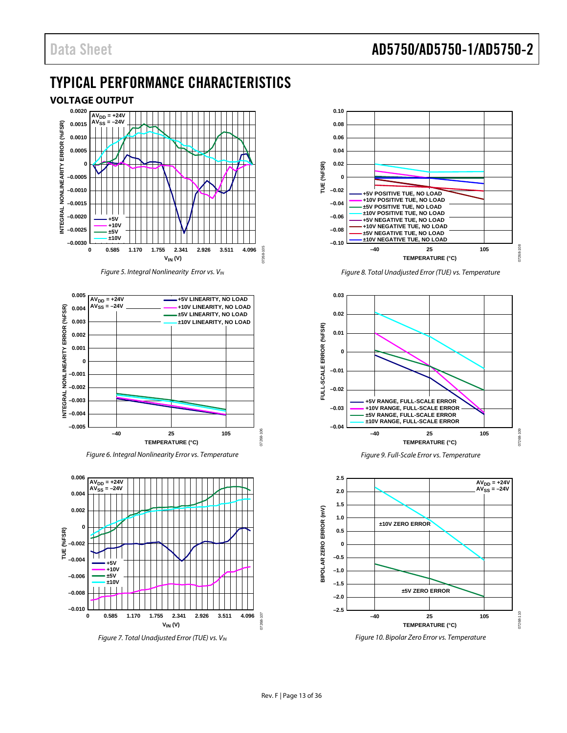# TYPICAL PERFORMANCE CHARACTERISTICS

## VOLTAGE OUTPUT

*Figure 5. Integral Nonlinearity Error vs. $V_{IN}$*

*Figure 6. Integral Nonlinearity Error vs. Temperature*

*Figure 7. Total Unadjusted Error (TUE) vs. $V_{IN}$*

*Figure 8. Total Unadjusted Error (TUE) vs. Temperature*

*Figure 9. Full-Scale Error vs. Temperature*

*Figure 10. Bipolar Zero Error vs. Temperature*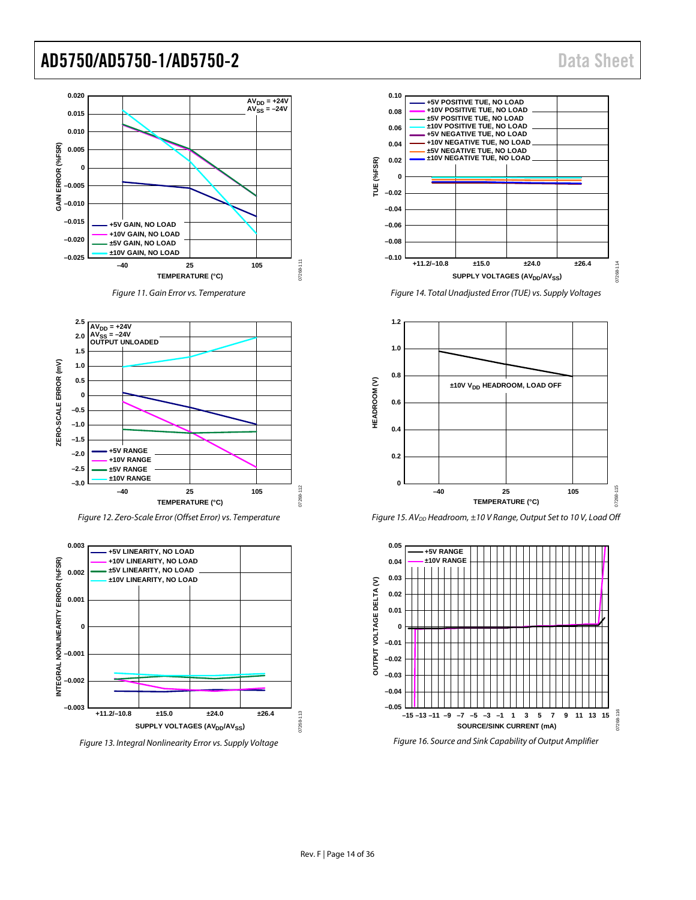Figure 11. Gain Error vs. Temperature

Figure 12. Zero-Scale Error (Offset Error) vs. Temperature

Figure 13. Integral Nonlinearity Error vs. Supply Voltage

Figure 14. Total Unadjusted Error (TUE) vs. Supply Voltages

Figure 15. $AV_{DD}$ Headroom, ±10 V Range, Output Set to 10 V, Load Off

Figure 16. Source and Sink Capability of Output Amplifier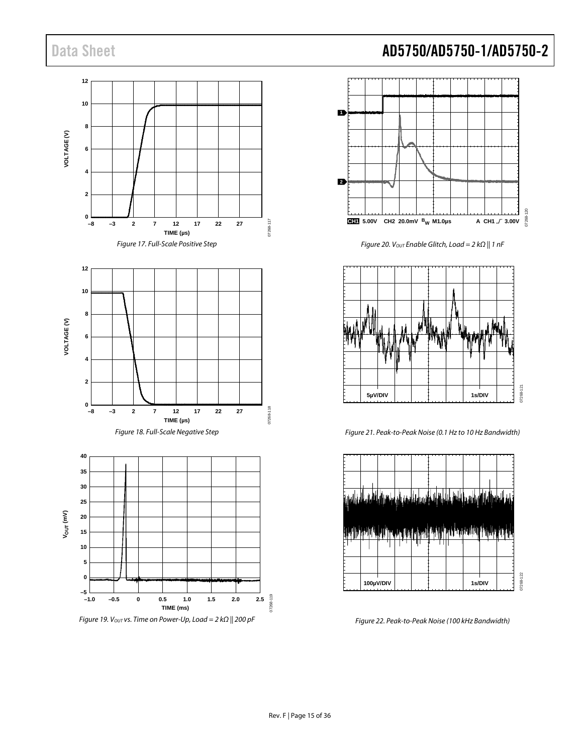Figure 17. Full-Scale Positive Step

Figure 18. Full-Scale Negative Step

Figure 19. $V_{OUT}$ vs. Time on Power-Up, Load = 2 kΩ || 200 pF

Figure 20. $V_{OUT}$ Enable Glitch, Load = 2 kΩ || 1 nF

Figure 21. Peak-to-Peak Noise (0.1 Hz to 10 Hz Bandwidth)

Figure 22. Peak-to-Peak Noise (100 kHz Bandwidth)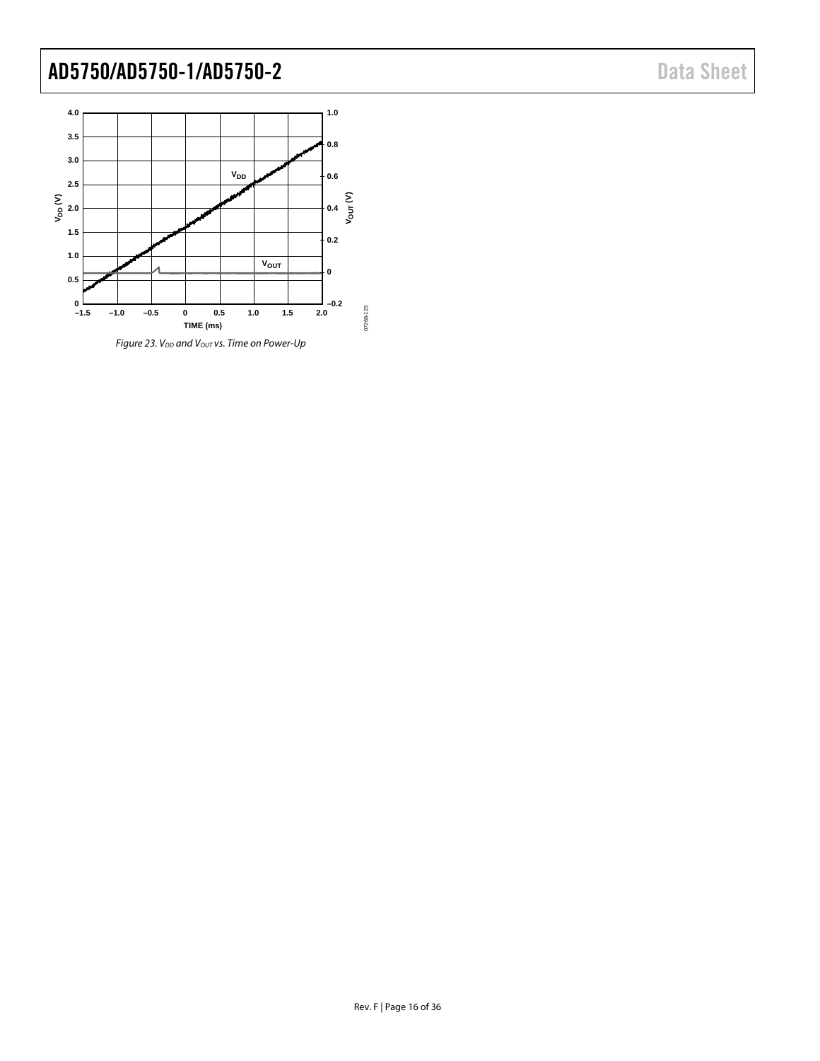Figure 23. $V_{DD}$ and $V_{OUT}$ vs. Time on Power-Up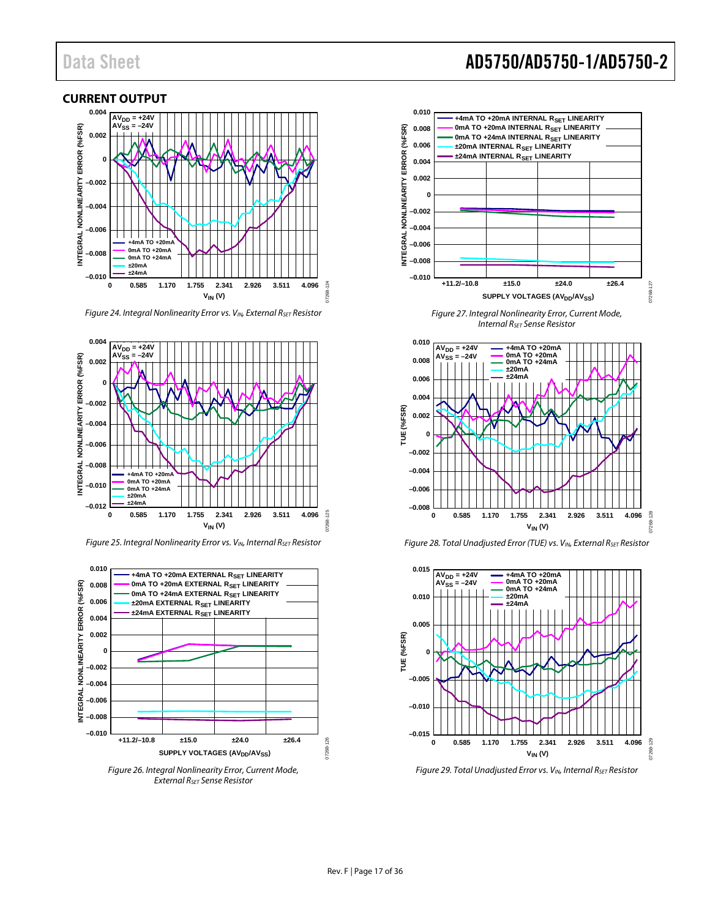## CURRENT OUTPUT

Figure 24. Integral Nonlinearity Error vs. $V_{IN}$, External $R_{SET}$ Resistor

Figure 25. Integral Nonlinearity Error vs. $V_{IN}$, Internal $R_{SET}$ Resistor

Figure 26. Integral Nonlinearity Error, Current Mode, External $R_{SET}$ Sense Resistor

Figure 27. Integral Nonlinearity Error, Current Mode, Internal $R_{SET}$ Sense Resistor

Figure 28. Total Unadjusted Error (TUE) vs. $V_{IN}$, External $R_{SET}$ Resistor

Figure 29. Total Unadjusted Error vs. $V_{IN}$, Internal $R_{SET}$ Resistor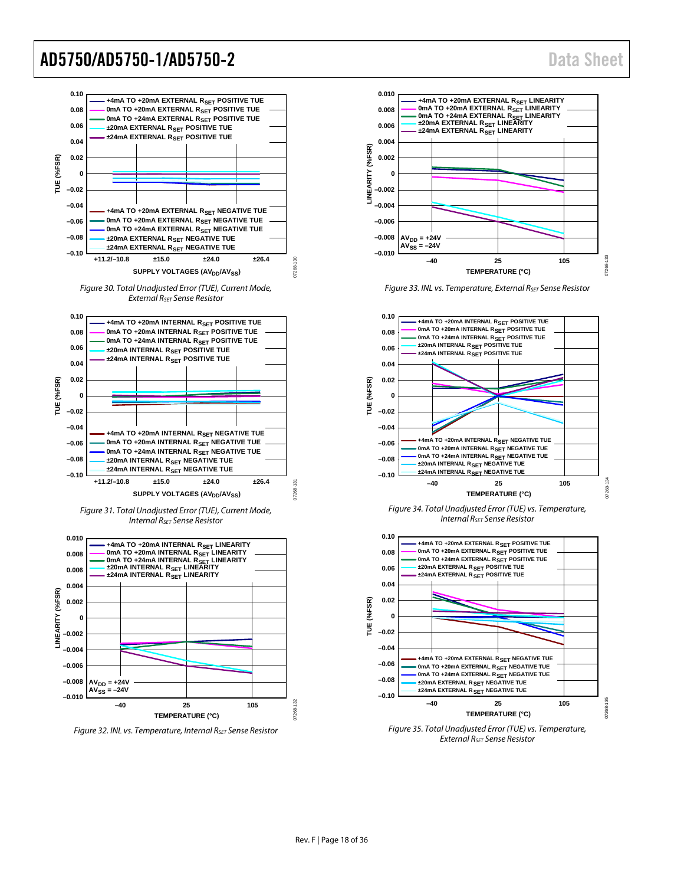Figure 30. Total Unadjusted Error (TUE), Current Mode, External $R_{SET}$ Sense Resistor

Figure 31. Total Unadjusted Error (TUE), Current Mode, Internal $R_{SET}$ Sense Resistor

Figure 32. INL vs. Temperature, Internal $R_{SET}$ Sense Resistor

Figure 33. INL vs. Temperature, External $R_{SET}$ Sense Resistor

Figure 34. Total Unadjusted Error (TUE) vs. Temperature, Internal $R_{SET}$ Sense Resistor

Figure 35. Total Unadjusted Error (TUE) vs. Temperature, External $R_{SET}$ Sense Resistor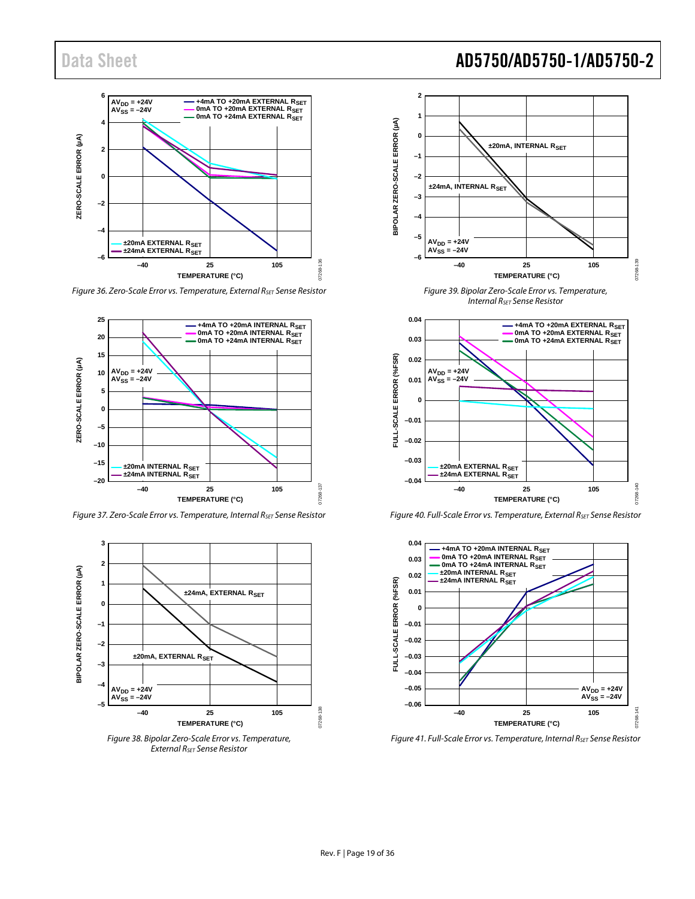Figure 36. Zero-Scale Error vs. Temperature, External $R_{SET}$ Sense Resistor

Figure 37. Zero-Scale Error vs. Temperature, Internal $R_{SET}$ Sense Resistor

Figure 38. Bipolar Zero-Scale Error vs. Temperature, External $R_{SET}$ Sense Resistor

Figure 39. Bipolar Zero-Scale Error vs. Temperature, Internal $R_{SET}$ Sense Resistor

Figure 40. Full-Scale Error vs. Temperature, External $R_{SET}$ Sense Resistor

Figure 41. Full-Scale Error vs. Temperature, Internal $R_{SET}$ Sense Resistor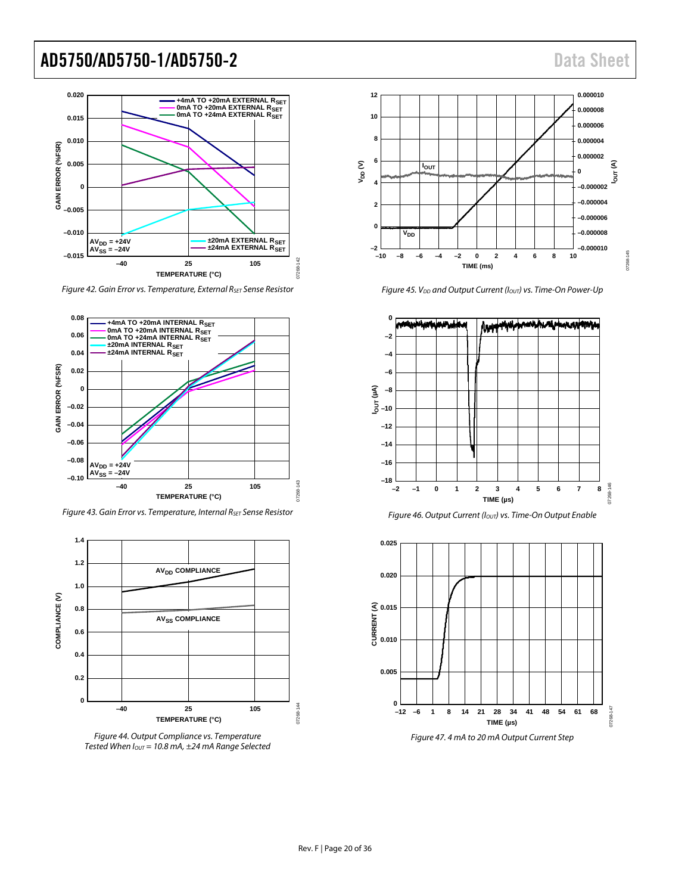Figure 42. Gain Error vs. Temperature, External $R_{SET}$ Sense Resistor

Figure 43. Gain Error vs. Temperature, Internal $R_{SET}$ Sense Resistor

Figure 44. Output Compliance vs. Temperature Tested When $I_{OUT}$ = 10.8 mA, ±24 mA Range Selected

Figure 45. $V_{DD}$ and Output Current ($I_{OUT}$) vs. Time-On Power-Up

Figure 46. Output Current ($I_{OUT}$) vs. Time-On Output Enable

Figure 47. 4 mA to 20 mA Output Current Step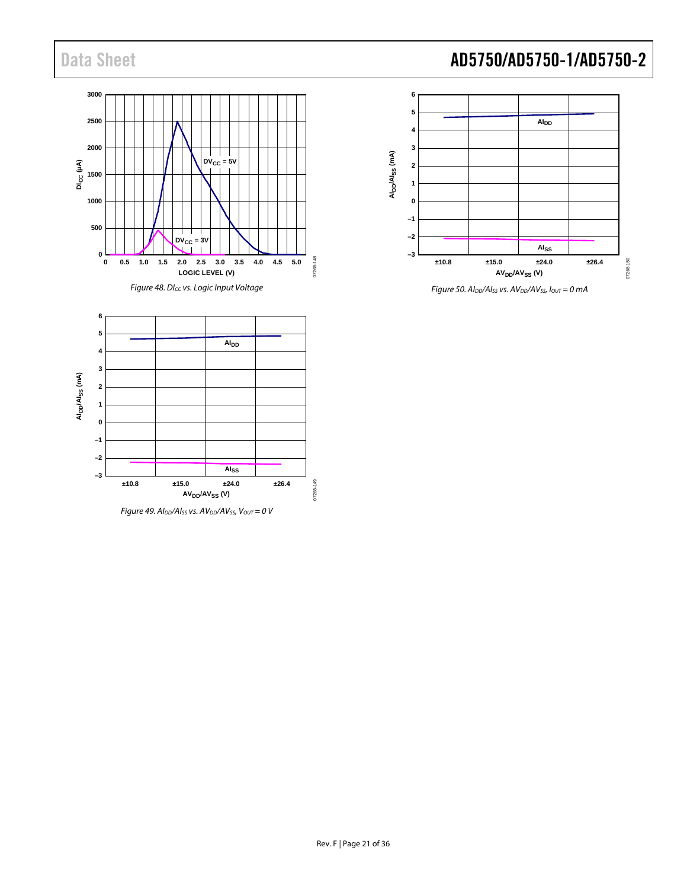Figure 48. $DI_{CC}$ vs. Logic Input Voltage

Figure 49. $AI_{DD}/AI_{SS}$ vs. $AV_{DD}/AV_{SS}$, $V_{OUT} = 0$ V

Figure 50. $AI_{DD}/AI_{SS}$ vs. $AV_{DD}/AV_{SS}$, $I_{OUT} = 0$ mA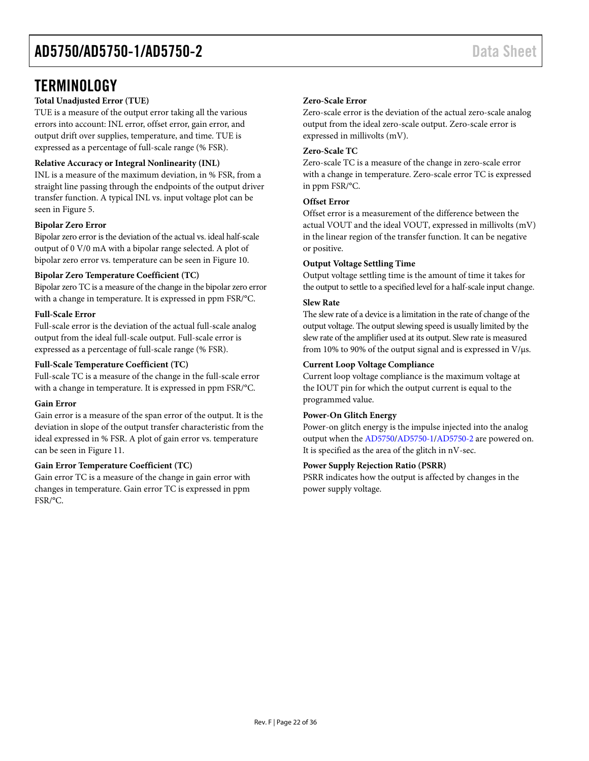# TERMINOLOGY

**Total Unadjusted Error (TUE)**

TUE is a measure of the output error taking all the various errors into account: INL error, offset error, gain error, and output drift over supplies, temperature, and time. TUE is expressed as a percentage of full-scale range (% FSR).

**Relative Accuracy or Integral Nonlinearity (INL)**

INL is a measure of the maximum deviation, in % FSR, from a straight line passing through the endpoints of the output driver transfer function. A typical INL vs. input voltage plot can be seen in Figure 5.

**Bipolar Zero Error**

Bipolar zero error is the deviation of the actual vs. ideal half-scale output of 0 V/0 mA with a bipolar range selected. A plot of bipolar zero error vs. temperature can be seen in Figure 10.

**Bipolar Zero Temperature Coefficient (TC)**

Bipolar zero TC is a measure of the change in the bipolar zero error with a change in temperature. It is expressed in ppm FSR/°C.

**Full-Scale Error**

Full-scale error is the deviation of the actual full-scale analog output from the ideal full-scale output. Full-scale error is expressed as a percentage of full-scale range (% FSR).

**Full-Scale Temperature Coefficient (TC)**

Full-scale TC is a measure of the change in the full-scale error with a change in temperature. It is expressed in ppm FSR/°C.

**Gain Error**

Gain error is a measure of the span error of the output. It is the deviation in slope of the output transfer characteristic from the ideal expressed in % FSR. A plot of gain error vs. temperature can be seen in Figure 11.

**Gain Error Temperature Coefficient (TC)**

Gain error TC is a measure of the change in gain error with changes in temperature. Gain error TC is expressed in ppm FSR/°C.

**Zero-Scale Error**

Zero-scale error is the deviation of the actual zero-scale analog output from the ideal zero-scale output. Zero-scale error is expressed in millivolts (mV).

**Zero-Scale TC**

Zero-scale TC is a measure of the change in zero-scale error with a change in temperature. Zero-scale error TC is expressed in ppm FSR/°C.

**Offset Error**

Offset error is a measurement of the difference between the actual VOUT and the ideal VOUT, expressed in millivolts (mV) in the linear region of the transfer function. It can be negative or positive.

**Output Voltage Settling Time**

Output voltage settling time is the amount of time it takes for the output to settle to a specified level for a half-scale input change.

**Slew Rate**

The slew rate of a device is a limitation in the rate of change of the output voltage. The output slewing speed is usually limited by the slew rate of the amplifier used at its output. Slew rate is measured from 10% to 90% of the output signal and is expressed in V/µs.

**Current Loop Voltage Compliance**

Current loop voltage compliance is the maximum voltage at the IOUT pin for which the output current is equal to the programmed value.

**Power-On Glitch Energy**

Power-on glitch energy is the impulse injected into the analog output when the AD5750/AD5750-1/AD5750-2 are powered on. It is specified as the area of the glitch in nV-sec.

**Power Supply Rejection Ratio (PSRR)**

PSRR indicates how the output is affected by changes in the power supply voltage.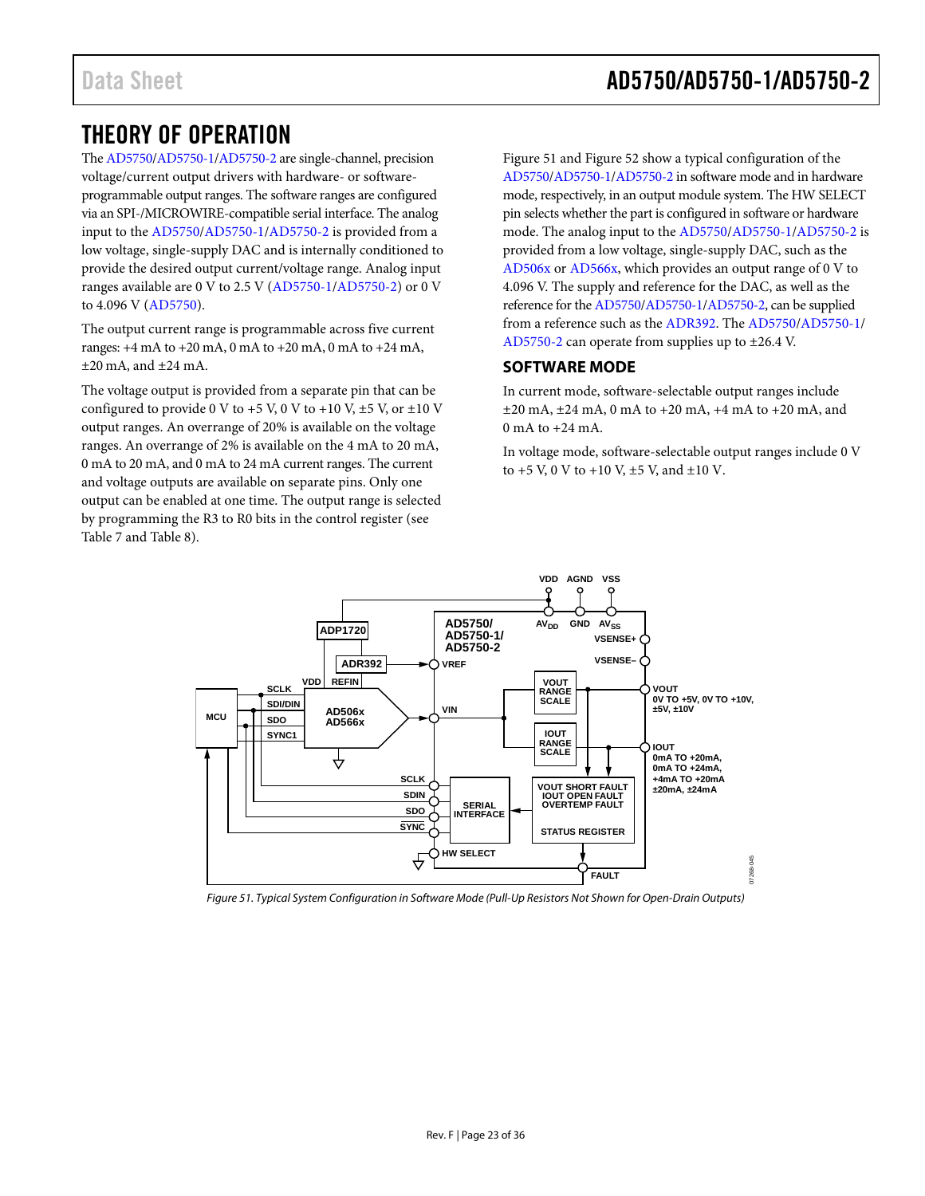# THEORY OF OPERATION

The AD5750/AD5750-1/AD5750-2 are single-channel, precision voltage/current output drivers with hardware- or software-programmable output ranges. The software ranges are configured via an SPI-/MICROWIRE-compatible serial interface. The analog input to the AD5750/AD5750-1/AD5750-2 is provided from a low voltage, single-supply DAC and is internally conditioned to provide the desired output current/voltage range. Analog input ranges available are 0 V to 2.5 V (AD5750-1/AD5750-2) or 0 V to 4.096 V (AD5750).

The output current range is programmable across five current ranges: +4 mA to +20 mA, 0 mA to +20 mA, 0 mA to +24 mA, ±20 mA, and ±24 mA.

The voltage output is provided from a separate pin that can be configured to provide 0 V to +5 V, 0 V to +10 V, ±5 V, or ±10 V output ranges. An overrange of 20% is available on the voltage ranges. An overrange of 2% is available on the 4 mA to 20 mA, 0 mA to 20 mA, and 0 mA to 24 mA current ranges. The current and voltage outputs are available on separate pins. Only one output can be enabled at one time. The output range is selected by programming the R3 to R0 bits in the control register (see Table 7 and Table 8).

Figure 51 and Figure 52 show a typical configuration of the AD5750/AD5750-1/AD5750-2 in software mode and in hardware mode, respectively, in an output module system. The HW SELECT pin selects whether the part is configured in software or hardware mode. The analog input to the AD5750/AD5750-1/AD5750-2 is provided from a low voltage, single-supply DAC, such as the AD506x or AD566x, which provides an output range of 0 V to 4.096 V. The supply and reference for the DAC, as well as the reference for the AD5750/AD5750-1/AD5750-2, can be supplied from a reference such as the ADR392. The AD5750/AD5750-1/AD5750-2 can operate from supplies up to ±26.4 V.

## SOFTWARE MODE

In current mode, software-selectable output ranges include ±20 mA, ±24 mA, 0 mA to +20 mA, +4 mA to +20 mA, and 0 mA to +24 mA.

In voltage mode, software-selectable output ranges include 0 V to +5 V, 0 V to +10 V, ±5 V, and ±10 V.

*Figure 51. Typical System Configuration in Software Mode (Pull-Up Resistors Not Shown for Open-Drain Outputs)*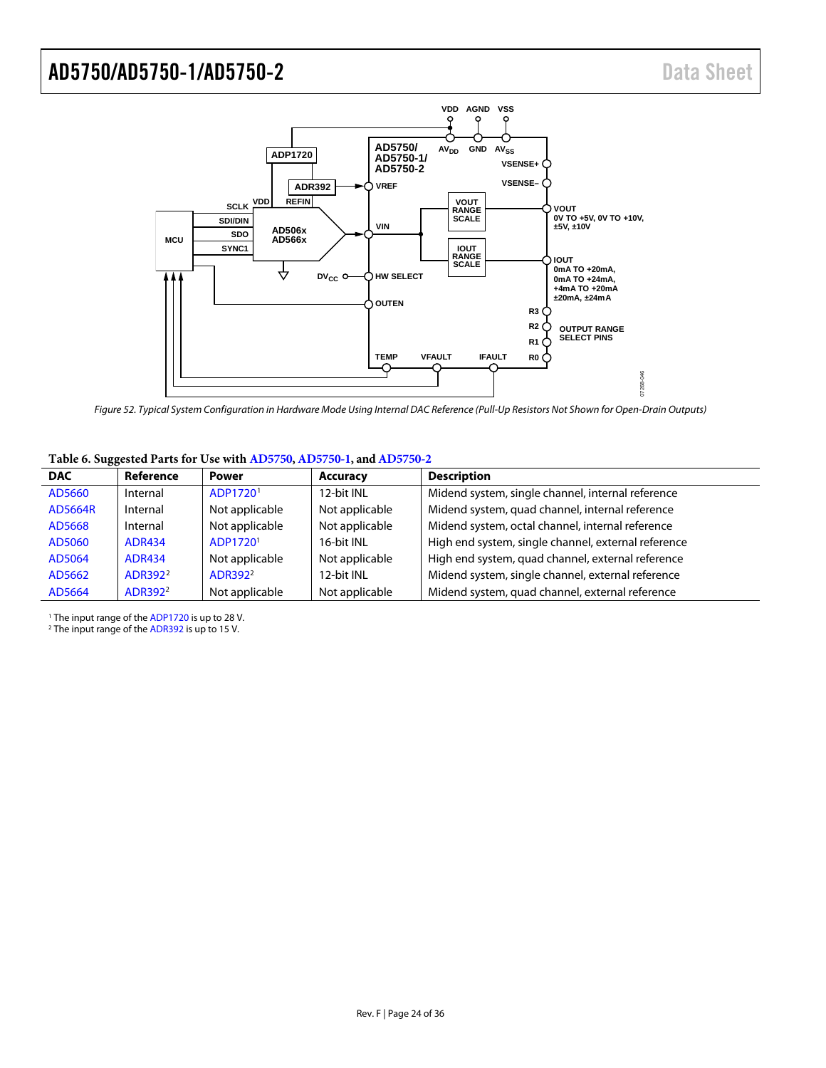Figure 52. Typical System Configuration in Hardware Mode Using Internal DAC Reference (Pull-Up Resistors Not Shown for Open-Drain Outputs)

**Table 6. Suggested Parts for Use with AD5750, AD5750-1, and AD5750-2**

| DAC | Reference | Power | Accuracy | Description |
|---|---|---|---|---|
| AD5660 | Internal | ADP1720[1] | 12-bit INL | Midend system, single channel, internal reference |
| AD5664R | Internal | Not applicable | Not applicable | Midend system, quad channel, internal reference |
| AD5668 | Internal | Not applicable | Not applicable | Midend system, octal channel, internal reference |
| AD5060 | ADR434 | ADP1720[1] | 16-bit INL | High end system, single channel, external reference |
| AD5064 | ADR434 | Not applicable | Not applicable | High end system, quad channel, external reference |
| AD5662 | ADR392[2] | ADR392[2] | 12-bit INL | Midend system, single channel, external reference |
| AD5664 | ADR392[2] | Not applicable | Not applicable | Midend system, quad channel, external reference |

[1] The input range of the ADP1720 is up to 28 V.
[2] The input range of the ADR392 is up to 15 V.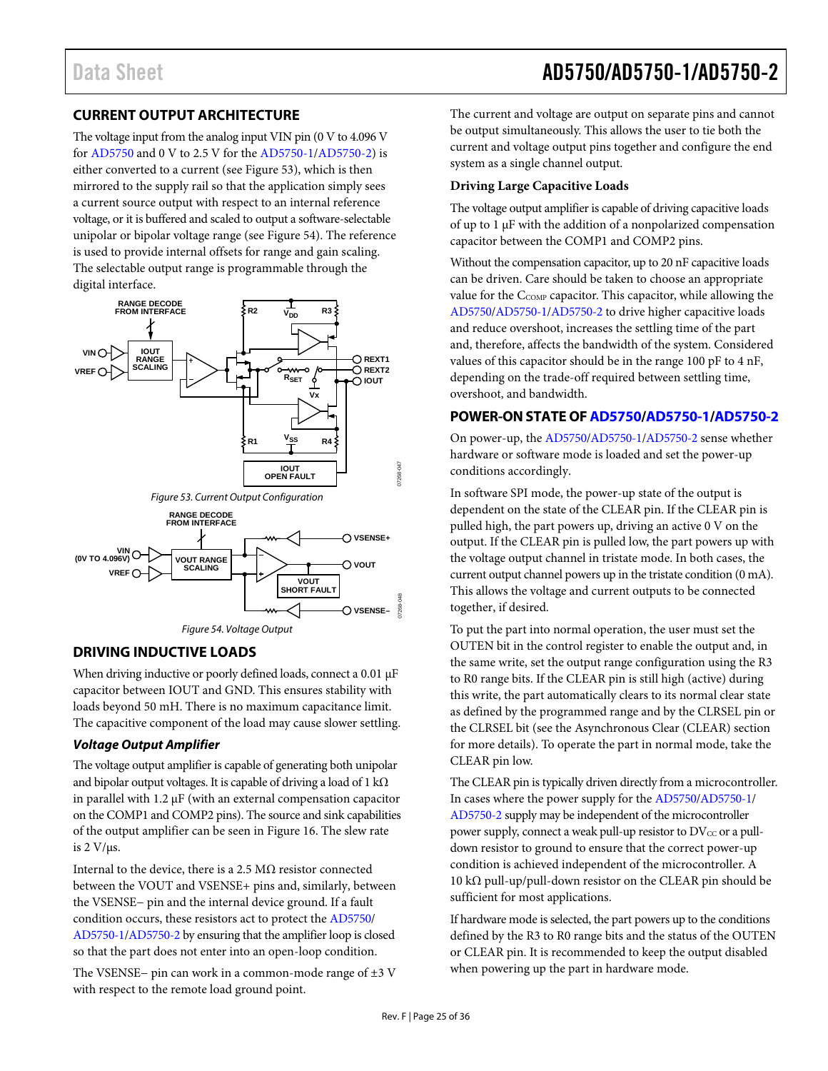## CURRENT OUTPUT ARCHITECTURE

The voltage input from the analog input VIN pin (0 V to 4.096 V for AD5750 and 0 V to 2.5 V for the AD5750-1/AD5750-2) is either converted to a current (see Figure 53), which is then mirrored to the supply rail so that the application simply sees a current source output with respect to an internal reference voltage, or it is buffered and scaled to output a software-selectable unipolar or bipolar voltage range (see Figure 54). The reference is used to provide internal offsets for range and gain scaling. The selectable output range is programmable through the digital interface.

Figure 53. Current Output Configuration

Figure 54. Voltage Output

## DRIVING INDUCTIVE LOADS

When driving inductive or poorly defined loads, connect a 0.01 µF capacitor between IOUT and GND. This ensures stability with loads beyond 50 mH. There is no maximum capacitance limit. The capacitive component of the load may cause slower settling.

### *Voltage Output Amplifier*

The voltage output amplifier is capable of generating both unipolar and bipolar output voltages. It is capable of driving a load of 1 kΩ in parallel with 1.2 µF (with an external compensation capacitor on the COMP1 and COMP2 pins). The source and sink capabilities of the output amplifier can be seen in Figure 16. The slew rate is 2 V/µs.

Internal to the device, there is a 2.5 MΩ resistor connected between the VOUT and VSENSE+ pins and, similarly, between the VSENSE− pin and the internal device ground. If a fault condition occurs, these resistors act to protect the AD5750/AD5750-1/AD5750-2 by ensuring that the amplifier loop is closed so that the part does not enter into an open-loop condition.

The VSENSE− pin can work in a common-mode range of ±3 V with respect to the remote load ground point.

The current and voltage are output on separate pins and cannot be output simultaneously. This allows the user to tie both the current and voltage output pins together and configure the end system as a single channel output.

**Driving Large Capacitive Loads**

The voltage output amplifier is capable of driving capacitive loads of up to 1 µF with the addition of a nonpolarized compensation capacitor between the COMP1 and COMP2 pins.

Without the compensation capacitor, up to 20 nF capacitive loads can be driven. Care should be taken to choose an appropriate value for the $C_{COMP}$ capacitor. This capacitor, while allowing the AD5750/AD5750-1/AD5750-2 to drive higher capacitive loads and reduce overshoot, increases the settling time of the part and, therefore, affects the bandwidth of the system. Considered values of this capacitor should be in the range 100 pF to 4 nF, depending on the trade-off required between settling time, overshoot, and bandwidth.

## POWER-ON STATE OF AD5750/AD5750-1/AD5750-2

On power-up, the AD5750/AD5750-1/AD5750-2 sense whether hardware or software mode is loaded and set the power-up conditions accordingly.

In software SPI mode, the power-up state of the output is dependent on the state of the CLEAR pin. If the CLEAR pin is pulled high, the part powers up, driving an active 0 V on the output. If the CLEAR pin is pulled low, the part powers up with the voltage output channel in tristate mode. In both cases, the current output channel powers up in the tristate condition (0 mA). This allows the voltage and current outputs to be connected together, if desired.

To put the part into normal operation, the user must set the OUTEN bit in the control register to enable the output and, in the same write, set the output range configuration using the R3 to R0 range bits. If the CLEAR pin is still high (active) during this write, the part automatically clears to its normal clear state as defined by the programmed range and by the CLRSEL pin or the CLRSEL bit (see the Asynchronous Clear (CLEAR) section for more details). To operate the part in normal mode, take the CLEAR pin low.

The CLEAR pin is typically driven directly from a microcontroller. In cases where the power supply for the AD5750/AD5750-1/AD5750-2 supply may be independent of the microcontroller power supply, connect a weak pull-up resistor to $DV_{CC}$ or a pull-down resistor to ground to ensure that the correct power-up condition is achieved independent of the microcontroller. A 10 kΩ pull-up/pull-down resistor on the CLEAR pin should be sufficient for most applications.

If hardware mode is selected, the part powers up to the conditions defined by the R3 to R0 range bits and the status of the OUTEN or CLEAR pin. It is recommended to keep the output disabled when powering up the part in hardware mode.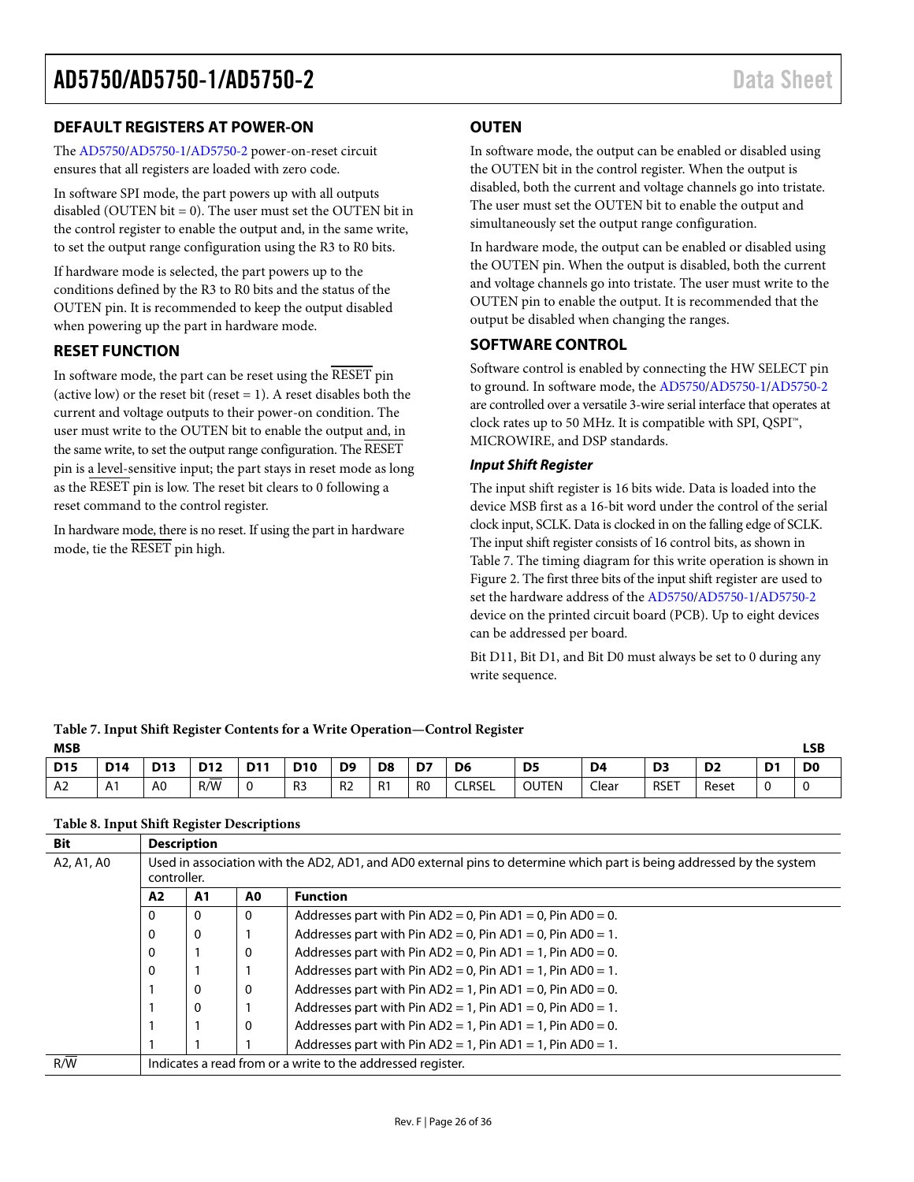## DEFAULT REGISTERS AT POWER-ON

The AD5750/AD5750-1/AD5750-2 power-on-reset circuit ensures that all registers are loaded with zero code.

In software SPI mode, the part powers up with all outputs disabled (OUTEN bit = 0). The user must set the OUTEN bit in the control register to enable the output and, in the same write, to set the output range configuration using the R3 to R0 bits.

If hardware mode is selected, the part powers up to the conditions defined by the R3 to R0 bits and the status of the OUTEN pin. It is recommended to keep the output disabled when powering up the part in hardware mode.

## RESET FUNCTION

In software mode, the part can be reset using the RESET pin (active low) or the reset bit (reset = 1). A reset disables both the current and voltage outputs to their power-on condition. The user must write to the OUTEN bit to enable the output and, in the same write, to set the output range configuration. The RESET pin is a level-sensitive input; the part stays in reset mode as long as the RESET pin is low. The reset bit clears to 0 following a reset command to the control register.

In hardware mode, there is no reset. If using the part in hardware mode, tie the RESET pin high.

## OUTEN

In software mode, the output can be enabled or disabled using the OUTEN bit in the control register. When the output is disabled, both the current and voltage channels go into tristate. The user must set the OUTEN bit to enable the output and simultaneously set the output range configuration.

In hardware mode, the output can be enabled or disabled using the OUTEN pin. When the output is disabled, both the current and voltage channels go into tristate. The user must write to the OUTEN pin to enable the output. It is recommended that the output be disabled when changing the ranges.

## SOFTWARE CONTROL

Software control is enabled by connecting the HW SELECT pin to ground. In software mode, the AD5750/AD5750-1/AD5750-2 are controlled over a versatile 3-wire serial interface that operates at clock rates up to 50 MHz. It is compatible with SPI, QSPI™, MICROWIRE, and DSP standards.

### *Input Shift Register*

The input shift register is 16 bits wide. Data is loaded into the device MSB first as a 16-bit word under the control of the serial clock input, SCLK. Data is clocked in on the falling edge of SCLK. The input shift register consists of 16 control bits, as shown in Table 7. The timing diagram for this write operation is shown in Figure 2. The first three bits of the input shift register are used to set the hardware address of the AD5750/AD5750-1/AD5750-2 device on the printed circuit board (PCB). Up to eight devices can be addressed per board.

Bit D11, Bit D1, and Bit D0 must always be set to 0 during any write sequence.

**Table 7. Input Shift Register Contents for a Write Operation—Control Register**

| D15 (MSB) | D14 | D13 | D12 | D11 | D10 | D9 | D8 | D7 | D6 | D5 | D4 | D3 | D2 | D1 | D0 (LSB) |
|---|---|---|---|---|---|---|---|---|---|---|---|---|---|---|---|
| A2 | A1 | A0 | R/W̄ | 0 | R3 | R2 | R1 | R0 | CLRSEL | OUTEN | Clear | RSET | Reset | 0 | 0 |

**Table 8. Input Shift Register Descriptions**

| Bit | Description | | | |
|---|---|---|---|---|
| A2, A1, A0 | Used in association with the AD2, AD1, and AD0 external pins to determine which part is being addressed by the system controller. | | | |
| | **A2** | **A1** | **A0** | **Function** |
| | 0 | 0 | 0 | Addresses part with Pin AD2 = 0, Pin AD1 = 0, Pin AD0 = 0. |
| | 0 | 0 | 1 | Addresses part with Pin AD2 = 0, Pin AD1 = 0, Pin AD0 = 1. |
| | 0 | 1 | 0 | Addresses part with Pin AD2 = 0, Pin AD1 = 1, Pin AD0 = 0. |
| | 0 | 1 | 1 | Addresses part with Pin AD2 = 0, Pin AD1 = 1, Pin AD0 = 1. |
| | 1 | 0 | 0 | Addresses part with Pin AD2 = 1, Pin AD1 = 0, Pin AD0 = 0. |
| | 1 | 0 | 1 | Addresses part with Pin AD2 = 1, Pin AD1 = 0, Pin AD0 = 1. |
| | 1 | 1 | 0 | Addresses part with Pin AD2 = 1, Pin AD1 = 1, Pin AD0 = 0. |
| | 1 | 1 | 1 | Addresses part with Pin AD2 = 1, Pin AD1 = 1, Pin AD0 = 1. |
| R/W̄ | Indicates a read from or a write to the addressed register. | | | |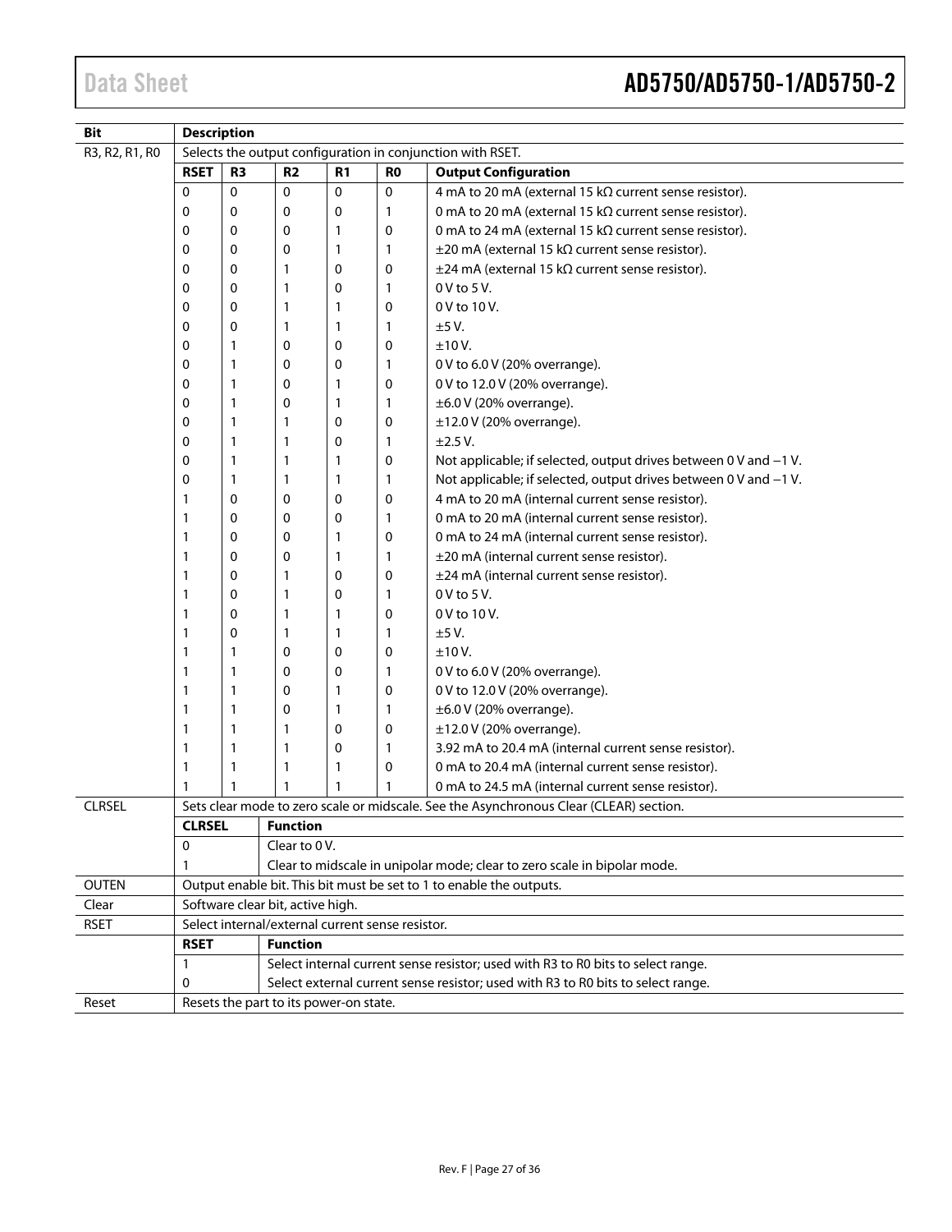| Bit | Description | | | | | |
|---|---|---|---|---|---|---|
| R3, R2, R1, R0 | Selects the output configuration in conjunction with RSET. | | | | | |
| | **RSET** | **R3** | **R2** | **R1** | **R0** | **Output Configuration** |
| | 0 | 0 | 0 | 0 | 0 | 4 mA to 20 mA (external 15 kΩ current sense resistor). |
| | 0 | 0 | 0 | 0 | 1 | 0 mA to 20 mA (external 15 kΩ current sense resistor). |
| | 0 | 0 | 0 | 1 | 0 | 0 mA to 24 mA (external 15 kΩ current sense resistor). |
| | 0 | 0 | 0 | 1 | 1 | ±20 mA (external 15 kΩ current sense resistor). |
| | 0 | 0 | 1 | 0 | 0 | ±24 mA (external 15 kΩ current sense resistor). |
| | 0 | 0 | 1 | 0 | 1 | 0 V to 5 V. |
| | 0 | 0 | 1 | 1 | 0 | 0 V to 10 V. |
| | 0 | 0 | 1 | 1 | 1 | ±5 V. |
| | 0 | 1 | 0 | 0 | 0 | ±10 V. |
| | 0 | 1 | 0 | 0 | 1 | 0 V to 6.0 V (20% overrange). |
| | 0 | 1 | 0 | 1 | 0 | 0 V to 12.0 V (20% overrange). |
| | 0 | 1 | 0 | 1 | 1 | ±6.0 V (20% overrange). |
| | 0 | 1 | 1 | 0 | 0 | ±12.0 V (20% overrange). |
| | 0 | 1 | 1 | 0 | 1 | ±2.5 V. |
| | 0 | 1 | 1 | 1 | 0 | Not applicable; if selected, output drives between 0 V and −1 V. |
| | 0 | 1 | 1 | 1 | 1 | Not applicable; if selected, output drives between 0 V and −1 V. |
| | 1 | 0 | 0 | 0 | 0 | 4 mA to 20 mA (internal current sense resistor). |
| | 1 | 0 | 0 | 0 | 1 | 0 mA to 20 mA (internal current sense resistor). |
| | 1 | 0 | 0 | 1 | 0 | 0 mA to 24 mA (internal current sense resistor). |
| | 1 | 0 | 0 | 1 | 1 | ±20 mA (internal current sense resistor). |
| | 1 | 0 | 1 | 0 | 0 | ±24 mA (internal current sense resistor). |
| | 1 | 0 | 1 | 0 | 1 | 0 V to 5 V. |
| | 1 | 0 | 1 | 1 | 0 | 0 V to 10 V. |
| | 1 | 0 | 1 | 1 | 1 | ±5 V. |
| | 1 | 1 | 0 | 0 | 0 | ±10 V. |
| | 1 | 1 | 0 | 0 | 1 | 0 V to 6.0 V (20% overrange). |
| | 1 | 1 | 0 | 1 | 0 | 0 V to 12.0 V (20% overrange). |
| | 1 | 1 | 0 | 1 | 1 | ±6.0 V (20% overrange). |
| | 1 | 1 | 1 | 0 | 0 | ±12.0 V (20% overrange). |
| | 1 | 1 | 1 | 0 | 1 | 3.92 mA to 20.4 mA (internal current sense resistor). |
| | 1 | 1 | 1 | 1 | 0 | 0 mA to 20.4 mA (internal current sense resistor). |
| | 1 | 1 | 1 | 1 | 1 | 0 mA to 24.5 mA (internal current sense resistor). |
| CLRSEL | Sets clear mode to zero scale or midscale. See the Asynchronous Clear (CLEAR) section. | | | | | |
| | **CLRSEL** | **Function** | | | | |
| | 0 | Clear to 0 V. | | | | |
| | 1 | Clear to midscale in unipolar mode; clear to zero scale in bipolar mode. | | | | |
| OUTEN | Output enable bit. This bit must be set to 1 to enable the outputs. | | | | | |
| Clear | Software clear bit, active high. | | | | | |
| RSET | Select internal/external current sense resistor. | | | | | |
| | **RSET** | **Function** | | | | |
| | 1 | Select internal current sense resistor; used with R3 to R0 bits to select range. | | | | |
| | 0 | Select external current sense resistor; used with R3 to R0 bits to select range. | | | | |
| Reset | Resets the part to its power-on state. | | | | | |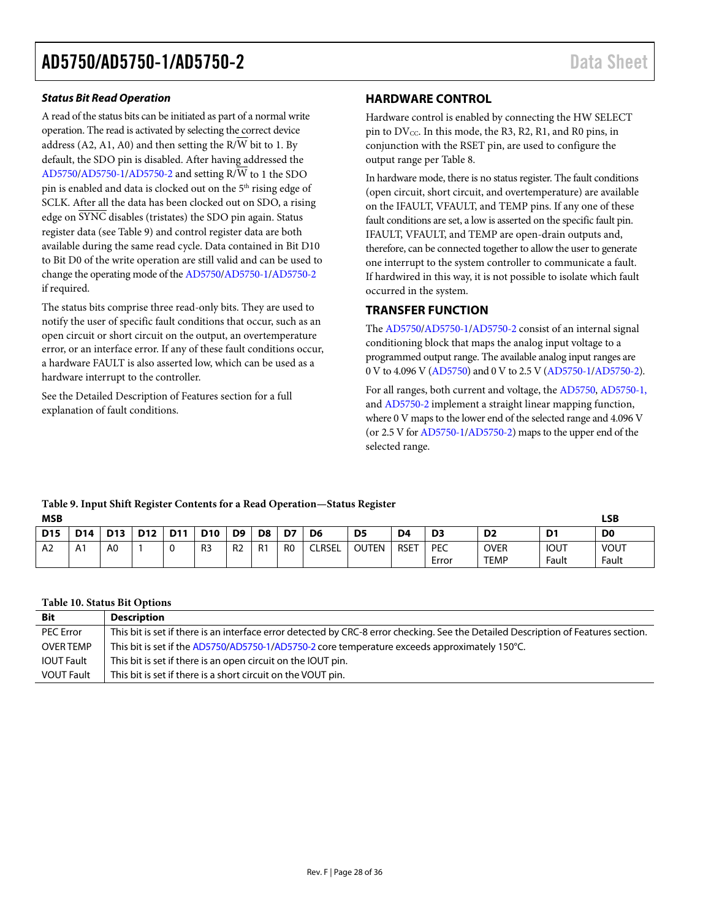### *Status Bit Read Operation*

A read of the status bits can be initiated as part of a normal write operation. The read is activated by selecting the correct device address (A2, A1, A0) and then setting the R/W̅ bit to 1. By default, the SDO pin is disabled. After having addressed the AD5750/AD5750-1/AD5750-2 and setting R/W̅ to 1 the SDO pin is enabled and data is clocked out on the 5th rising edge of SCLK. After all the data has been clocked out on SDO, a rising edge on S̅Y̅N̅C̅ disables (tristates) the SDO pin again. Status register data (see Table 9) and control register data are both available during the same read cycle. Data contained in Bit D10 to Bit D0 of the write operation are still valid and can be used to change the operating mode of the AD5750/AD5750-1/AD5750-2 if required.

The status bits comprise three read-only bits. They are used to notify the user of specific fault conditions that occur, such as an open circuit or short circuit on the output, an overtemperature error, or an interface error. If any of these fault conditions occur, a hardware FAULT is also asserted low, which can be used as a hardware interrupt to the controller.

See the Detailed Description of Features section for a full explanation of fault conditions.

## HARDWARE CONTROL

Hardware control is enabled by connecting the HW SELECT pin to $DV_{CC}$. In this mode, the R3, R2, R1, and R0 pins, in conjunction with the RSET pin, are used to configure the output range per Table 8.

In hardware mode, there is no status register. The fault conditions (open circuit, short circuit, and overtemperature) are available on the IFAULT, VFAULT, and TEMP pins. If any one of these fault conditions are set, a low is asserted on the specific fault pin. IFAULT, VFAULT, and TEMP are open-drain outputs and, therefore, can be connected together to allow the user to generate one interrupt to the system controller to communicate a fault. If hardwired in this way, it is not possible to isolate which fault occurred in the system.

## TRANSFER FUNCTION

The AD5750/AD5750-1/AD5750-2 consist of an internal signal conditioning block that maps the analog input voltage to a programmed output range. The available analog input ranges are 0 V to 4.096 V (AD5750) and 0 V to 2.5 V (AD5750-1/AD5750-2).

For all ranges, both current and voltage, the AD5750, AD5750-1, and AD5750-2 implement a straight linear mapping function, where 0 V maps to the lower end of the selected range and 4.096 V (or 2.5 V for AD5750-1/AD5750-2) maps to the upper end of the selected range.

**Table 9. Input Shift Register Contents for a Read Operation—Status Register**

| D15 (MSB) | D14 | D13 | D12 | D11 | D10 | D9 | D8 | D7 | D6 | D5 | D4 | D3 | D2 | D1 | D0 (LSB) |
|---|---|---|---|---|---|---|---|---|---|---|---|---|---|---|---|
| A2 | A1 | A0 | 1 | 0 | R3 | R2 | R1 | R0 | CLRSEL | OUTEN | RSET | PEC Error | OVER TEMP | IOUT Fault | VOUT Fault |

**Table 10. Status Bit Options**

| Bit | Description |
|---|---|
| PEC Error | This bit is set if there is an interface error detected by CRC-8 error checking. See the Detailed Description of Features section. |
| OVER TEMP | This bit is set if the AD5750/AD5750-1/AD5750-2 core temperature exceeds approximately 150°C. |
| IOUT Fault | This bit is set if there is an open circuit on the IOUT pin. |
| VOUT Fault | This bit is set if there is a short circuit on the VOUT pin. |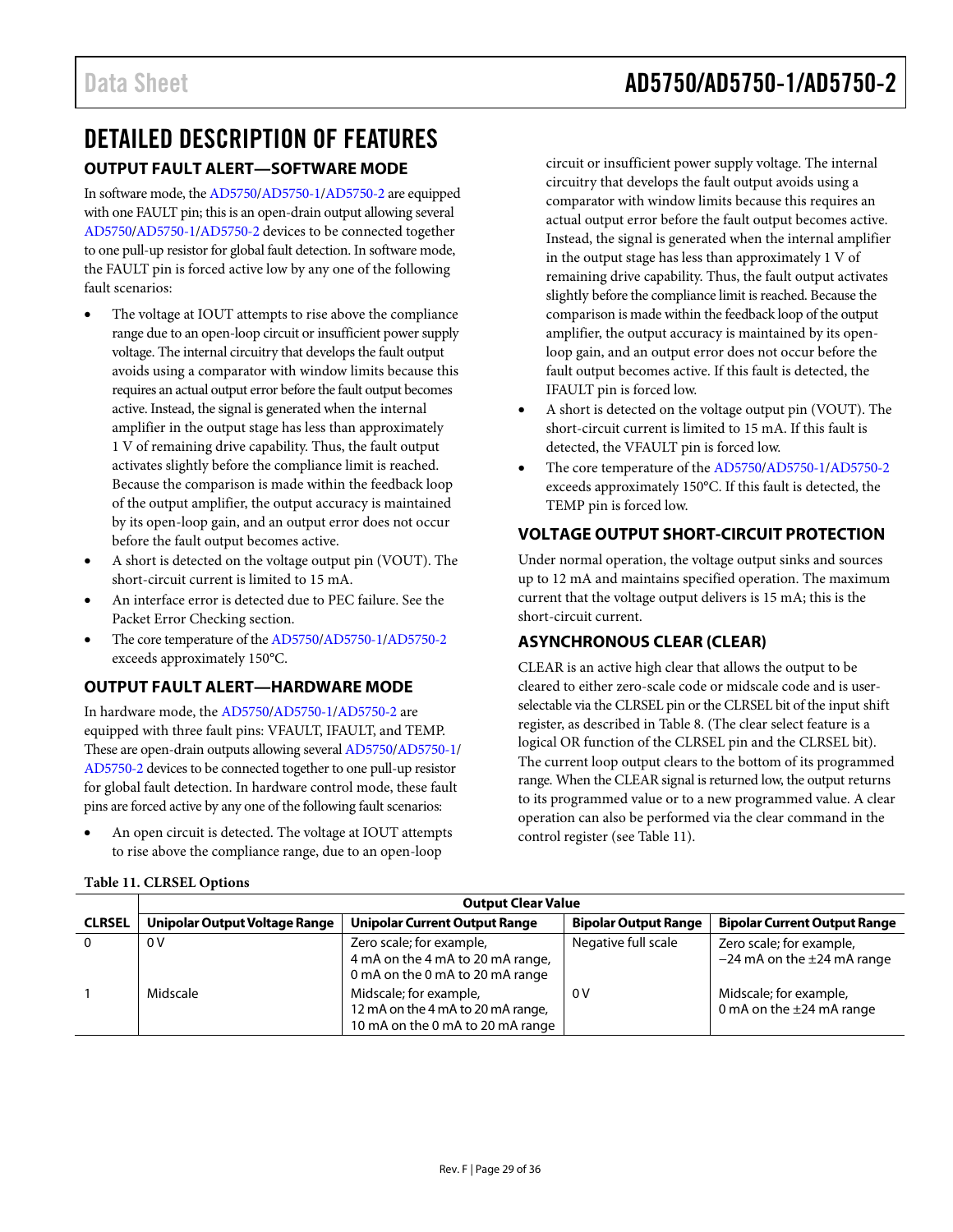# DETAILED DESCRIPTION OF FEATURES

## OUTPUT FAULT ALERT—SOFTWARE MODE

In software mode, the AD5750/AD5750-1/AD5750-2 are equipped with one FAULT pin; this is an open-drain output allowing several AD5750/AD5750-1/AD5750-2 devices to be connected together to one pull-up resistor for global fault detection. In software mode, the FAULT pin is forced active low by any one of the following fault scenarios:

- The voltage at IOUT attempts to rise above the compliance range due to an open-loop circuit or insufficient power supply voltage. The internal circuitry that develops the fault output avoids using a comparator with window limits because this requires an actual output error before the fault output becomes active. Instead, the signal is generated when the internal amplifier in the output stage has less than approximately 1 V of remaining drive capability. Thus, the fault output activates slightly before the compliance limit is reached. Because the comparison is made within the feedback loop of the output amplifier, the output accuracy is maintained by its open-loop gain, and an output error does not occur before the fault output becomes active.
- A short is detected on the voltage output pin (VOUT). The short-circuit current is limited to 15 mA.
- An interface error is detected due to PEC failure. See the Packet Error Checking section.
- The core temperature of the AD5750/AD5750-1/AD5750-2 exceeds approximately 150°C.

## OUTPUT FAULT ALERT—HARDWARE MODE

In hardware mode, the AD5750/AD5750-1/AD5750-2 are equipped with three fault pins: VFAULT, IFAULT, and TEMP. These are open-drain outputs allowing several AD5750/AD5750-1/AD5750-2 devices to be connected together to one pull-up resistor for global fault detection. In hardware control mode, these fault pins are forced active by any one of the following fault scenarios:

- An open circuit is detected. The voltage at IOUT attempts to rise above the compliance range, due to an open-loop circuit or insufficient power supply voltage. The internal circuitry that develops the fault output avoids using a comparator with window limits because this requires an actual output error before the fault output becomes active. Instead, the signal is generated when the internal amplifier in the output stage has less than approximately 1 V of remaining drive capability. Thus, the fault output activates slightly before the compliance limit is reached. Because the comparison is made within the feedback loop of the output amplifier, the output accuracy is maintained by its open-loop gain, and an output error does not occur before the fault output becomes active. If this fault is detected, the IFAULT pin is forced low.
- A short is detected on the voltage output pin (VOUT). The short-circuit current is limited to 15 mA. If this fault is detected, the VFAULT pin is forced low.
- The core temperature of the AD5750/AD5750-1/AD5750-2 exceeds approximately 150°C. If this fault is detected, the TEMP pin is forced low.

## VOLTAGE OUTPUT SHORT-CIRCUIT PROTECTION

Under normal operation, the voltage output sinks and sources up to 12 mA and maintains specified operation. The maximum current that the voltage output delivers is 15 mA; this is the short-circuit current.

## ASYNCHRONOUS CLEAR (CLEAR)

CLEAR is an active high clear that allows the output to be cleared to either zero-scale code or midscale code and is user-selectable via the CLRSEL pin or the CLRSEL bit of the input shift register, as described in Table 8. (The clear select feature is a logical OR function of the CLRSEL pin and the CLRSEL bit). The current loop output clears to the bottom of its programmed range. When the CLEAR signal is returned low, the output returns to its programmed value or to a new programmed value. A clear operation can also be performed via the clear command in the control register (see Table 11).

**Table 11. CLRSEL Options**

| | Output Clear Value | | | |
|---|---|---|---|---|
| **CLRSEL** | **Unipolar Output Voltage Range** | **Unipolar Current Output Range** | **Bipolar Output Range** | **Bipolar Current Output Range** |
| 0 | 0 V | Zero scale; for example, 4 mA on the 4 mA to 20 mA range, 0 mA on the 0 mA to 20 mA range | Negative full scale | Zero scale; for example, −24 mA on the ±24 mA range |
| 1 | Midscale | Midscale; for example, 12 mA on the 4 mA to 20 mA range, 10 mA on the 0 mA to 20 mA range | 0 V | Midscale; for example, 0 mA on the ±24 mA range |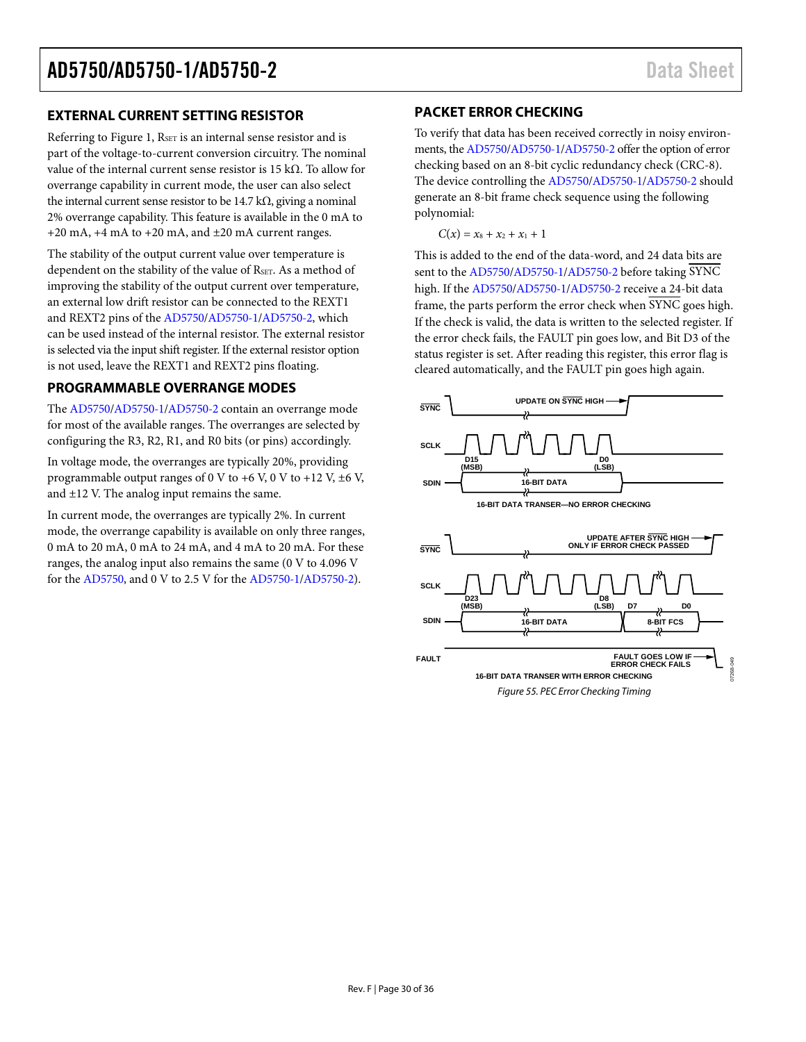## EXTERNAL CURRENT SETTING RESISTOR

Referring to Figure 1, $R_{SET}$ is an internal sense resistor and is part of the voltage-to-current conversion circuitry. The nominal value of the internal current sense resistor is 15 kΩ. To allow for overrange capability in current mode, the user can also select the internal current sense resistor to be 14.7 kΩ, giving a nominal 2% overrange capability. This feature is available in the 0 mA to +20 mA, +4 mA to +20 mA, and ±20 mA current ranges.

The stability of the output current value over temperature is dependent on the stability of the value of $R_{SET}$. As a method of improving the stability of the output current over temperature, an external low drift resistor can be connected to the REXT1 and REXT2 pins of the AD5750/AD5750-1/AD5750-2, which can be used instead of the internal resistor. The external resistor is selected via the input shift register. If the external resistor option is not used, leave the REXT1 and REXT2 pins floating.

## PROGRAMMABLE OVERRANGE MODES

The AD5750/AD5750-1/AD5750-2 contain an overrange mode for most of the available ranges. The overranges are selected by configuring the R3, R2, R1, and R0 bits (or pins) accordingly.

In voltage mode, the overranges are typically 20%, providing programmable output ranges of 0 V to +6 V, 0 V to +12 V, ±6 V, and ±12 V. The analog input remains the same.

In current mode, the overranges are typically 2%. In current mode, the overrange capability is available on only three ranges, 0 mA to 20 mA, 0 mA to 24 mA, and 4 mA to 20 mA. For these ranges, the analog input also remains the same (0 V to 4.096 V for the AD5750, and 0 V to 2.5 V for the AD5750-1/AD5750-2).

## PACKET ERROR CHECKING

To verify that data has been received correctly in noisy environments, the AD5750/AD5750-1/AD5750-2 offer the option of error checking based on an 8-bit cyclic redundancy check (CRC-8). The device controlling the AD5750/AD5750-1/AD5750-2 should generate an 8-bit frame check sequence using the following polynomial:

$$C(x) = x^8 + x^2 + x^1 + 1$$

This is added to the end of the data-word, and 24 data bits are sent to the AD5750/AD5750-1/AD5750-2 before taking $\overline{SYNC}$ high. If the AD5750/AD5750-1/AD5750-2 receive a 24-bit data frame, the parts perform the error check when $\overline{SYNC}$ goes high. If the check is valid, the data is written to the selected register. If the error check fails, the FAULT pin goes low, and Bit D3 of the status register is set. After reading this register, this error flag is cleared automatically, and the FAULT pin goes high again.

SYNC — UPDATE ON SYNC HIGH
SCLK
SDIN — D15 (MSB) 16-BIT DATA D0 (LSB)
16-BIT DATA TRANSER—NO ERROR CHECKING

SYNC — UPDATE AFTER SYNC HIGH ONLY IF ERROR CHECK PASSED
SCLK
SDIN — D23 (MSB) 16-BIT DATA D8 (LSB) D7 8-BIT FCS D0
FAULT — FAULT GOES LOW IF ERROR CHECK FAILS
16-BIT DATA TRANSER WITH ERROR CHECKING

*Figure 55. PEC Error Checking Timing*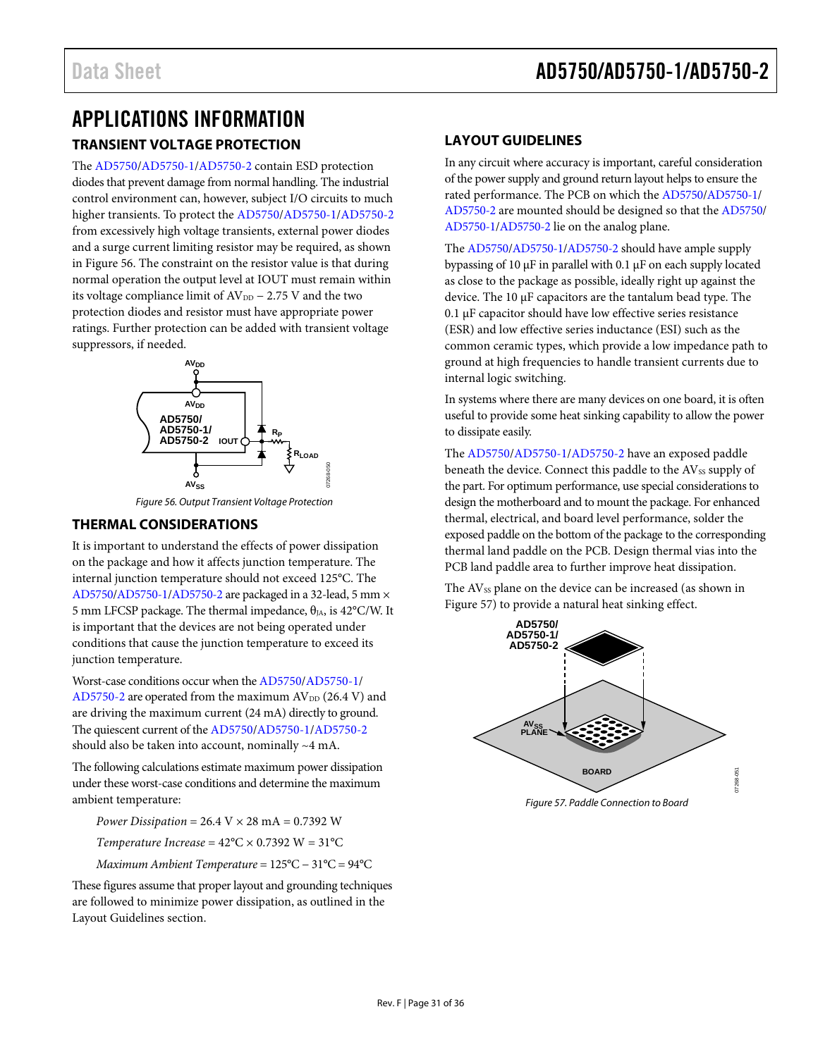# APPLICATIONS INFORMATION

## TRANSIENT VOLTAGE PROTECTION

The AD5750/AD5750-1/AD5750-2 contain ESD protection diodes that prevent damage from normal handling. The industrial control environment can, however, subject I/O circuits to much higher transients. To protect the AD5750/AD5750-1/AD5750-2 from excessively high voltage transients, external power diodes and a surge current limiting resistor may be required, as shown in Figure 56. The constraint on the resistor value is that during normal operation the output level at IOUT must remain within its voltage compliance limit of $AV_{DD}$ − 2.75 V and the two protection diodes and resistor must have appropriate power ratings. Further protection can be added with transient voltage suppressors, if needed.

Figure 56. Output Transient Voltage Protection

## THERMAL CONSIDERATIONS

It is important to understand the effects of power dissipation on the package and how it affects junction temperature. The internal junction temperature should not exceed 125°C. The AD5750/AD5750-1/AD5750-2 are packaged in a 32-lead, 5 mm × 5 mm LFCSP package. The thermal impedance, $\theta_{JA}$, is 42°C/W. It is important that the devices are not being operated under conditions that cause the junction temperature to exceed its junction temperature.

Worst-case conditions occur when the AD5750/AD5750-1/AD5750-2 are operated from the maximum $AV_{DD}$ (26.4 V) and are driving the maximum current (24 mA) directly to ground. The quiescent current of the AD5750/AD5750-1/AD5750-2 should also be taken into account, nominally ~4 mA.

The following calculations estimate maximum power dissipation under these worst-case conditions and determine the maximum ambient temperature:

*Power Dissipation* = 26.4 V × 28 mA = 0.7392 W

*Temperature Increase* = 42°C × 0.7392 W = 31°C

*Maximum Ambient Temperature* = 125°C − 31°C = 94°C

These figures assume that proper layout and grounding techniques are followed to minimize power dissipation, as outlined in the Layout Guidelines section.

## LAYOUT GUIDELINES

In any circuit where accuracy is important, careful consideration of the power supply and ground return layout helps to ensure the rated performance. The PCB on which the AD5750/AD5750-1/AD5750-2 are mounted should be designed so that the AD5750/AD5750-1/AD5750-2 lie on the analog plane.

The AD5750/AD5750-1/AD5750-2 should have ample supply bypassing of 10 µF in parallel with 0.1 µF on each supply located as close to the package as possible, ideally right up against the device. The 10 µF capacitors are the tantalum bead type. The 0.1 µF capacitor should have low effective series resistance (ESR) and low effective series inductance (ESI) such as the common ceramic types, which provide a low impedance path to ground at high frequencies to handle transient currents due to internal logic switching.

In systems where there are many devices on one board, it is often useful to provide some heat sinking capability to allow the power to dissipate easily.

The AD5750/AD5750-1/AD5750-2 have an exposed paddle beneath the device. Connect this paddle to the $AV_{SS}$ supply of the part. For optimum performance, use special considerations to design the motherboard and to mount the package. For enhanced thermal, electrical, and board level performance, solder the exposed paddle on the bottom of the package to the corresponding thermal land paddle on the PCB. Design thermal vias into the PCB land paddle area to further improve heat dissipation.

The $AV_{SS}$ plane on the device can be increased (as shown in Figure 57) to provide a natural heat sinking effect.

Figure 57. Paddle Connection to Board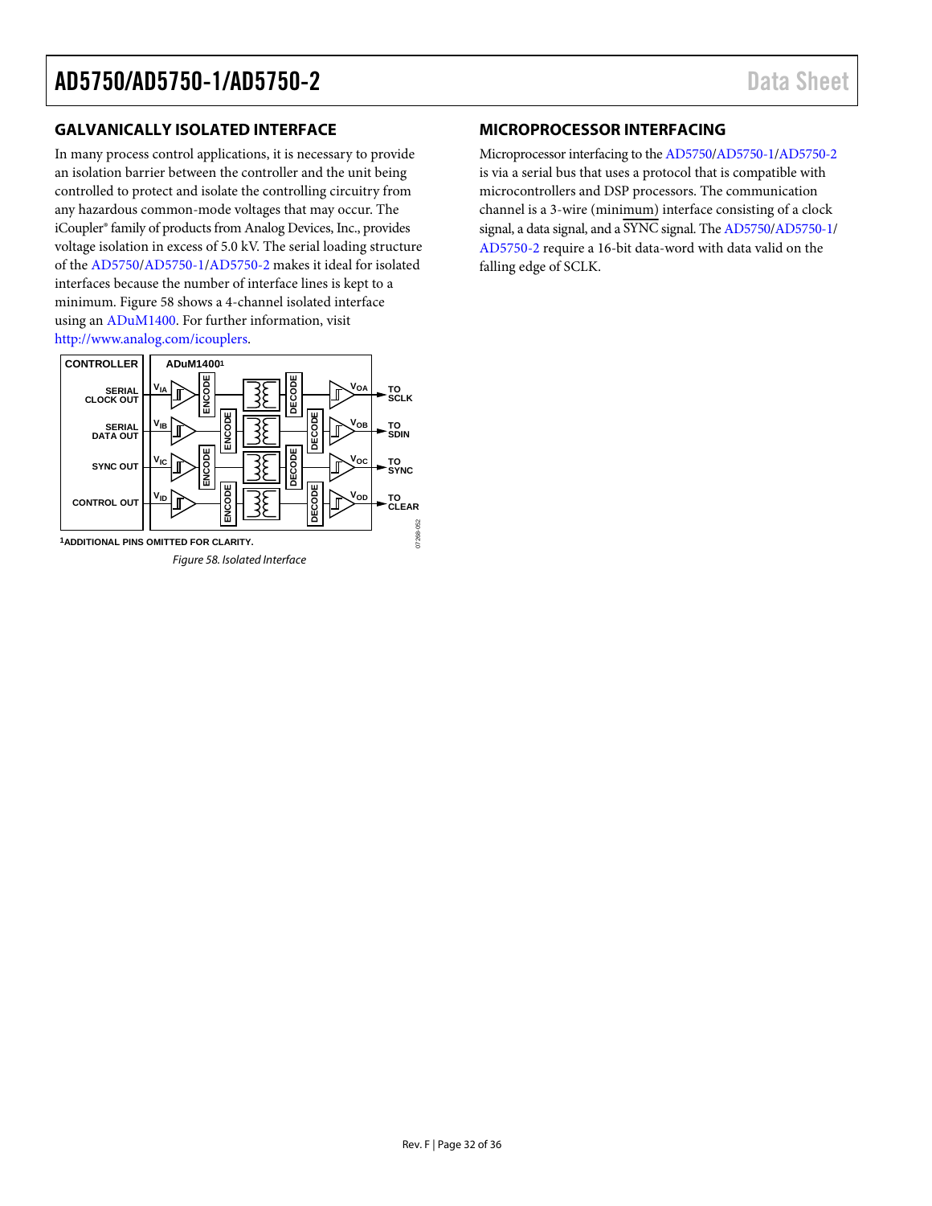## GALVANICALLY ISOLATED INTERFACE

In many process control applications, it is necessary to provide an isolation barrier between the controller and the unit being controlled to protect and isolate the controlling circuitry from any hazardous common-mode voltages that may occur. The iCoupler® family of products from Analog Devices, Inc., provides voltage isolation in excess of 5.0 kV. The serial loading structure of the AD5750/AD5750-1/AD5750-2 makes it ideal for isolated interfaces because the number of interface lines is kept to a minimum. Figure 58 shows a 4-channel isolated interface using an ADuM1400. For further information, visit http://www.analog.com/icouplers.

CONTROLLER | ADuM1400[1]

SERIAL CLOCK OUT → $V_{IA}$ → ENCODE → DECODE → $V_{OA}$ → TO SCLK

SERIAL DATA OUT → $V_{IB}$ → ENCODE → DECODE → $V_{OB}$ → TO SDIN

SYNC OUT → $V_{IC}$ → ENCODE → DECODE → $V_{OC}$ → TO SYNC

CONTROL OUT → $V_{ID}$ → ENCODE → DECODE → $V_{OD}$ → TO CLEAR

[1]ADDITIONAL PINS OMITTED FOR CLARITY.

*Figure 58. Isolated Interface*

## MICROPROCESSOR INTERFACING

Microprocessor interfacing to the AD5750/AD5750-1/AD5750-2 is via a serial bus that uses a protocol that is compatible with microcontrollers and DSP processors. The communication channel is a 3-wire (minimum) interface consisting of a clock signal, a data signal, and a $\overline{\text{SYNC}}$ signal. The AD5750/AD5750-1/AD5750-2 require a 16-bit data-word with data valid on the falling edge of SCLK.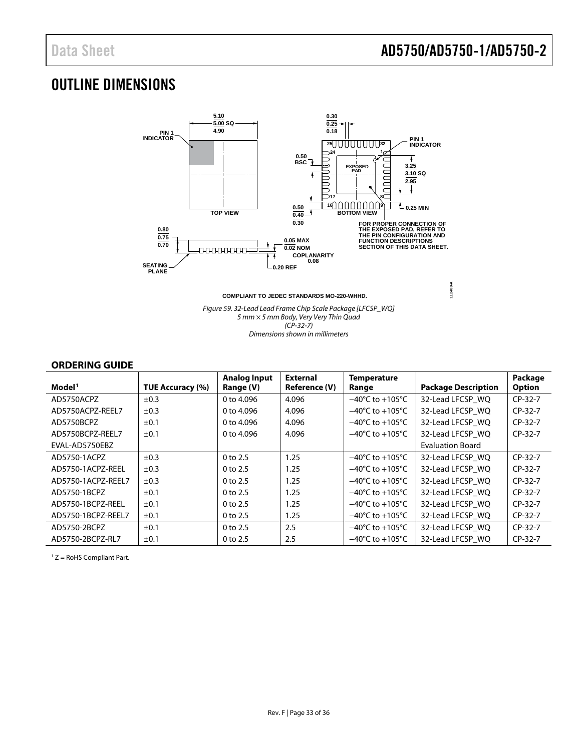# OUTLINE DIMENSIONS

COMPLIANT TO JEDEC STANDARDS MO-220-WHHD.

*Figure 59. 32-Lead Lead Frame Chip Scale Package [LFCSP_WQ] 5 mm × 5 mm Body, Very Very Thin Quad (CP-32-7) Dimensions shown in millimeters*

## ORDERING GUIDE

| Model[1] | TUE Accuracy (%) | Analog Input Range (V) | External Reference (V) | Temperature Range | Package Description | Package Option |
|---|---|---|---|---|---|---|
| AD5750ACPZ | ±0.3 | 0 to 4.096 | 4.096 | −40°C to +105°C | 32-Lead LFCSP_WQ | CP-32-7 |
| AD5750ACPZ-REEL7 | ±0.3 | 0 to 4.096 | 4.096 | −40°C to +105°C | 32-Lead LFCSP_WQ | CP-32-7 |
| AD5750BCPZ | ±0.1 | 0 to 4.096 | 4.096 | −40°C to +105°C | 32-Lead LFCSP_WQ | CP-32-7 |
| AD5750BCPZ-REEL7 | ±0.1 | 0 to 4.096 | 4.096 | −40°C to +105°C | 32-Lead LFCSP_WQ | CP-32-7 |
| EVAL-AD5750EBZ | | | | | Evaluation Board | |
| AD5750-1ACPZ | ±0.3 | 0 to 2.5 | 1.25 | −40°C to +105°C | 32-Lead LFCSP_WQ | CP-32-7 |
| AD5750-1ACPZ-REEL | ±0.3 | 0 to 2.5 | 1.25 | −40°C to +105°C | 32-Lead LFCSP_WQ | CP-32-7 |
| AD5750-1ACPZ-REEL7 | ±0.3 | 0 to 2.5 | 1.25 | −40°C to +105°C | 32-Lead LFCSP_WQ | CP-32-7 |
| AD5750-1BCPZ | ±0.1 | 0 to 2.5 | 1.25 | −40°C to +105°C | 32-Lead LFCSP_WQ | CP-32-7 |
| AD5750-1BCPZ-REEL | ±0.1 | 0 to 2.5 | 1.25 | −40°C to +105°C | 32-Lead LFCSP_WQ | CP-32-7 |
| AD5750-1BCPZ-REEL7 | ±0.1 | 0 to 2.5 | 1.25 | −40°C to +105°C | 32-Lead LFCSP_WQ | CP-32-7 |
| AD5750-2BCPZ | ±0.1 | 0 to 2.5 | 2.5 | −40°C to +105°C | 32-Lead LFCSP_WQ | CP-32-7 |
| AD5750-2BCPZ-RL7 | ±0.1 | 0 to 2.5 | 2.5 | −40°C to +105°C | 32-Lead LFCSP_WQ | CP-32-7 |

[1] Z = RoHS Compliant Part.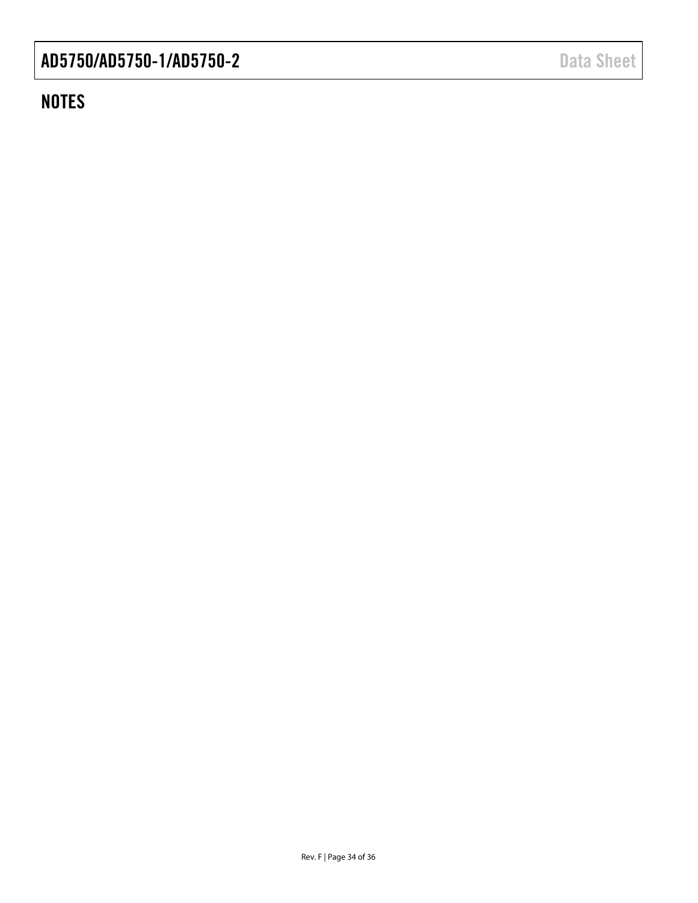## NOTES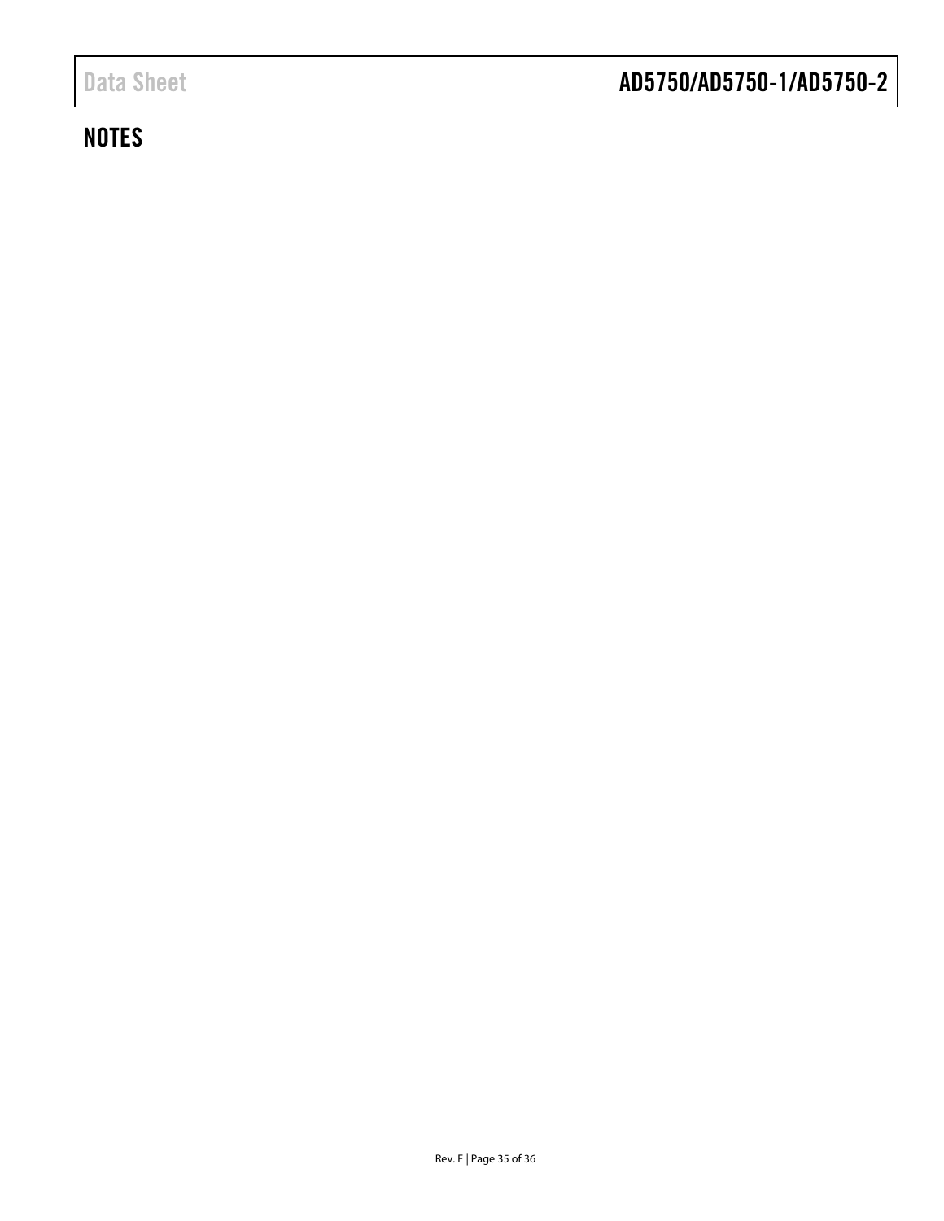## NOTES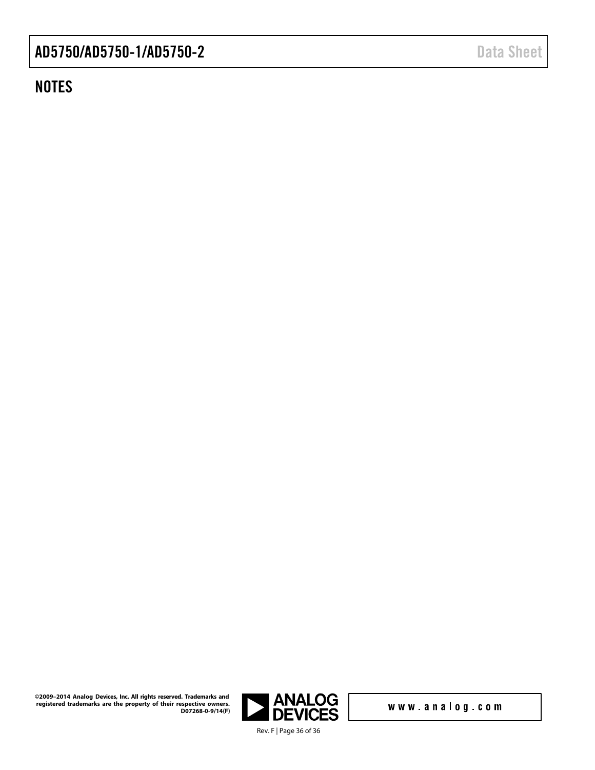## NOTES

©2009–2014 Analog Devices, Inc. All rights reserved. Trademarks and registered trademarks are the property of their respective owners.
D07268-0-9/14(F)

www.analog.com